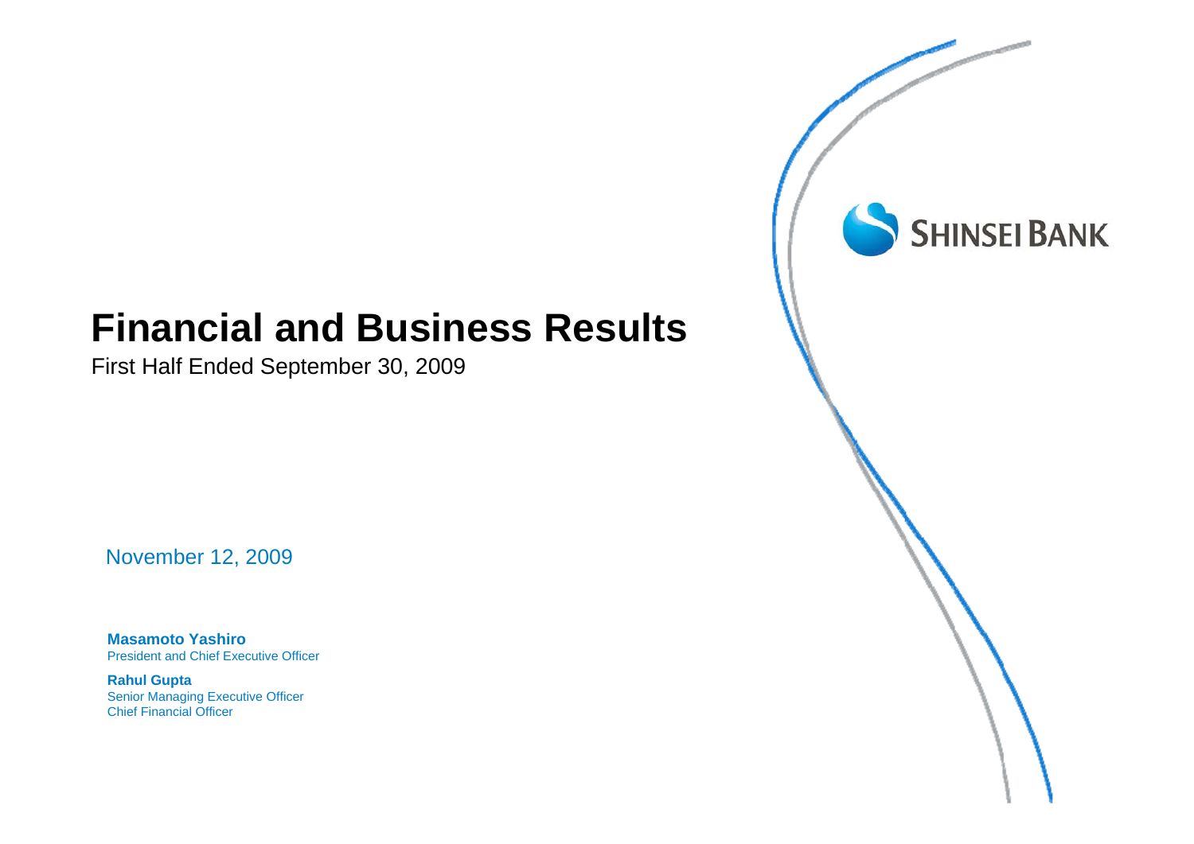SHINSEI BANK

# Financial and Business Results

First Half Ended September 30, 2009

November 12, 2009

**Masamoto Yashiro**
President and Chief Executive Officer

**Rahul Gupta**
Senior Managing Executive Officer
Chief Financial Officer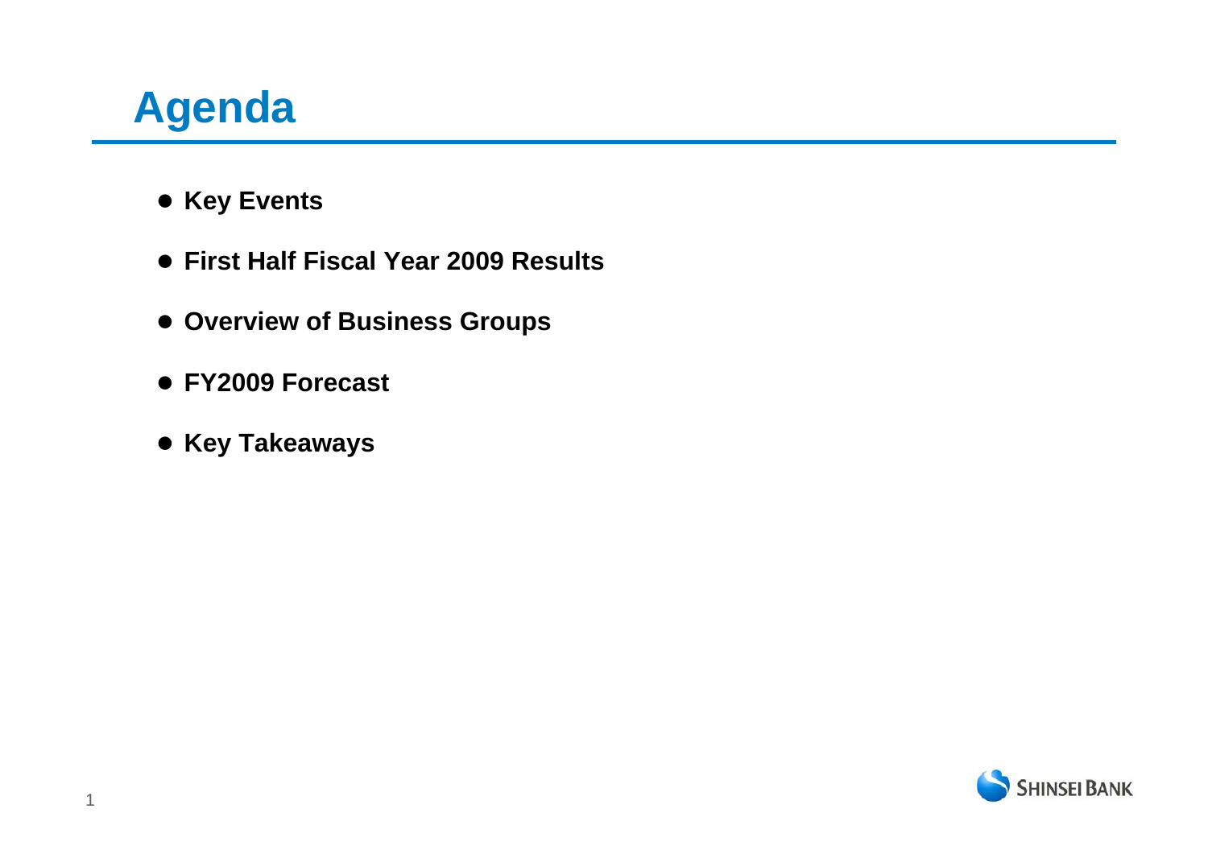# Agenda

- **Key Events**
- **First Half Fiscal Year 2009 Results**
- **Overview of Business Groups**
- **FY2009 Forecast**
- **Key Takeaways**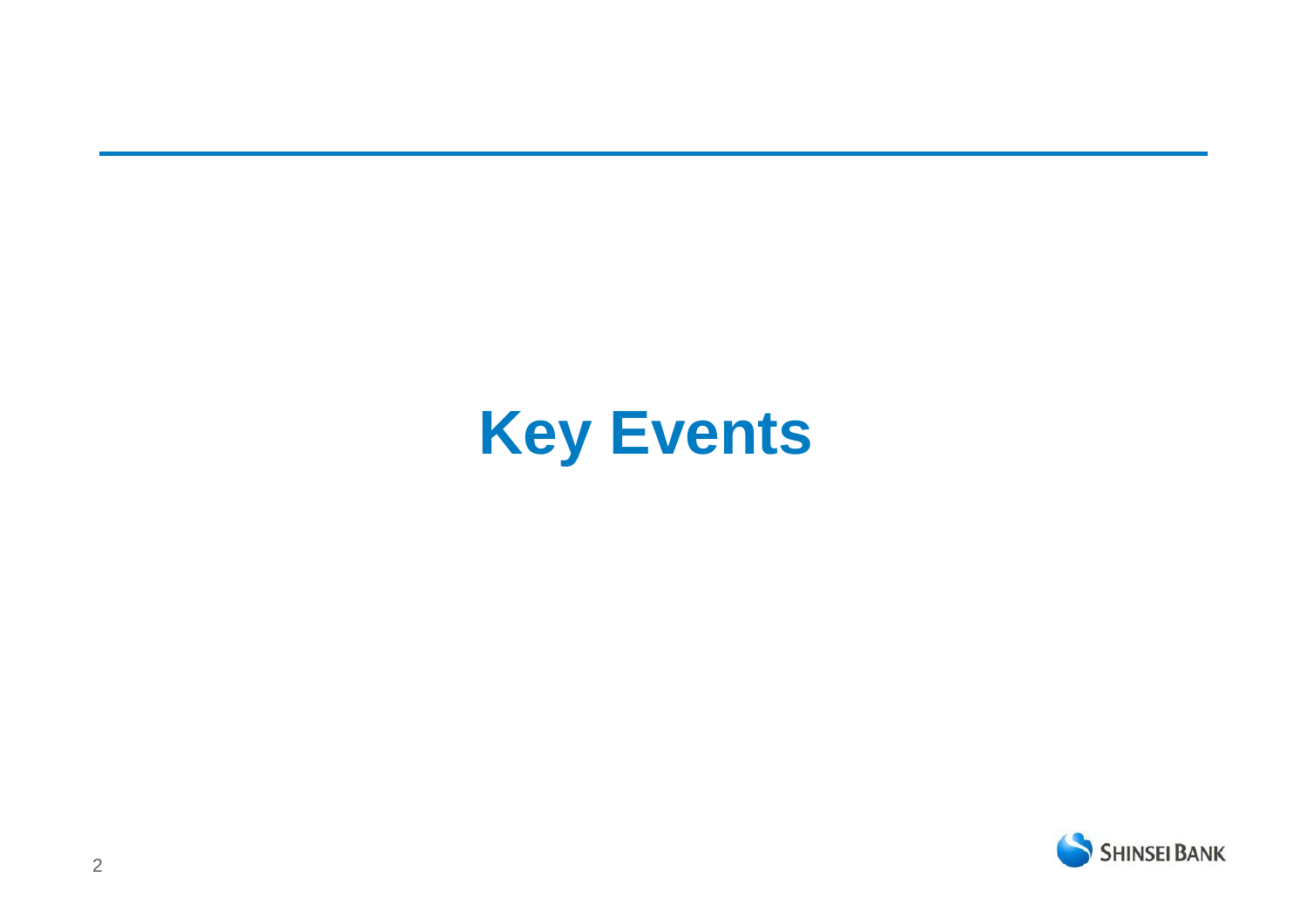# Key Events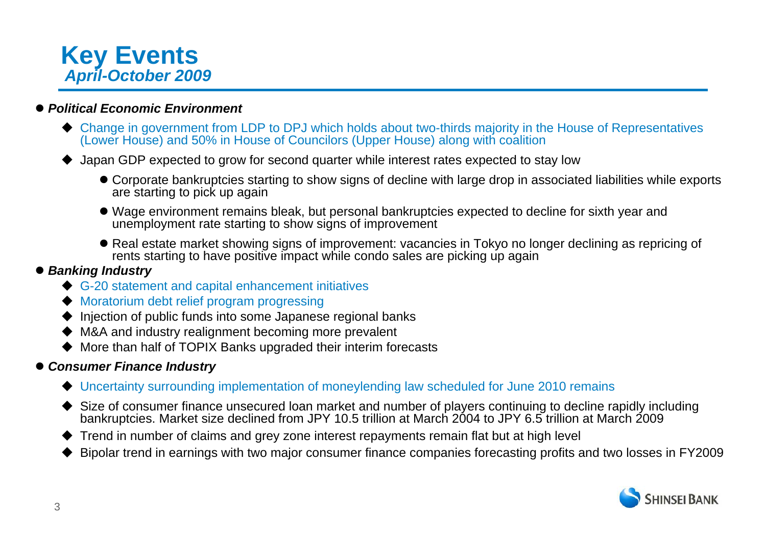# Key Events
## *April-October 2009*

- ***Political Economic Environment***
  - Change in government from LDP to DPJ which holds about two-thirds majority in the House of Representatives (Lower House) and 50% in House of Councilors (Upper House) along with coalition
  - Japan GDP expected to grow for second quarter while interest rates expected to stay low
    - Corporate bankruptcies starting to show signs of decline with large drop in associated liabilities while exports are starting to pick up again
    - Wage environment remains bleak, but personal bankruptcies expected to decline for sixth year and unemployment rate starting to show signs of improvement
    - Real estate market showing signs of improvement: vacancies in Tokyo no longer declining as repricing of rents starting to have positive impact while condo sales are picking up again
- ***Banking Industry***
  - G-20 statement and capital enhancement initiatives
  - Moratorium debt relief program progressing
  - Injection of public funds into some Japanese regional banks
  - M&A and industry realignment becoming more prevalent
  - More than half of TOPIX Banks upgraded their interim forecasts
- ***Consumer Finance Industry***
  - Uncertainty surrounding implementation of moneylending law scheduled for June 2010 remains
  - Size of consumer finance unsecured loan market and number of players continuing to decline rapidly including bankruptcies. Market size declined from JPY 10.5 trillion at March 2004 to JPY 6.5 trillion at March 2009
  - Trend in number of claims and grey zone interest repayments remain flat but at high level
  - Bipolar trend in earnings with two major consumer finance companies forecasting profits and two losses in FY2009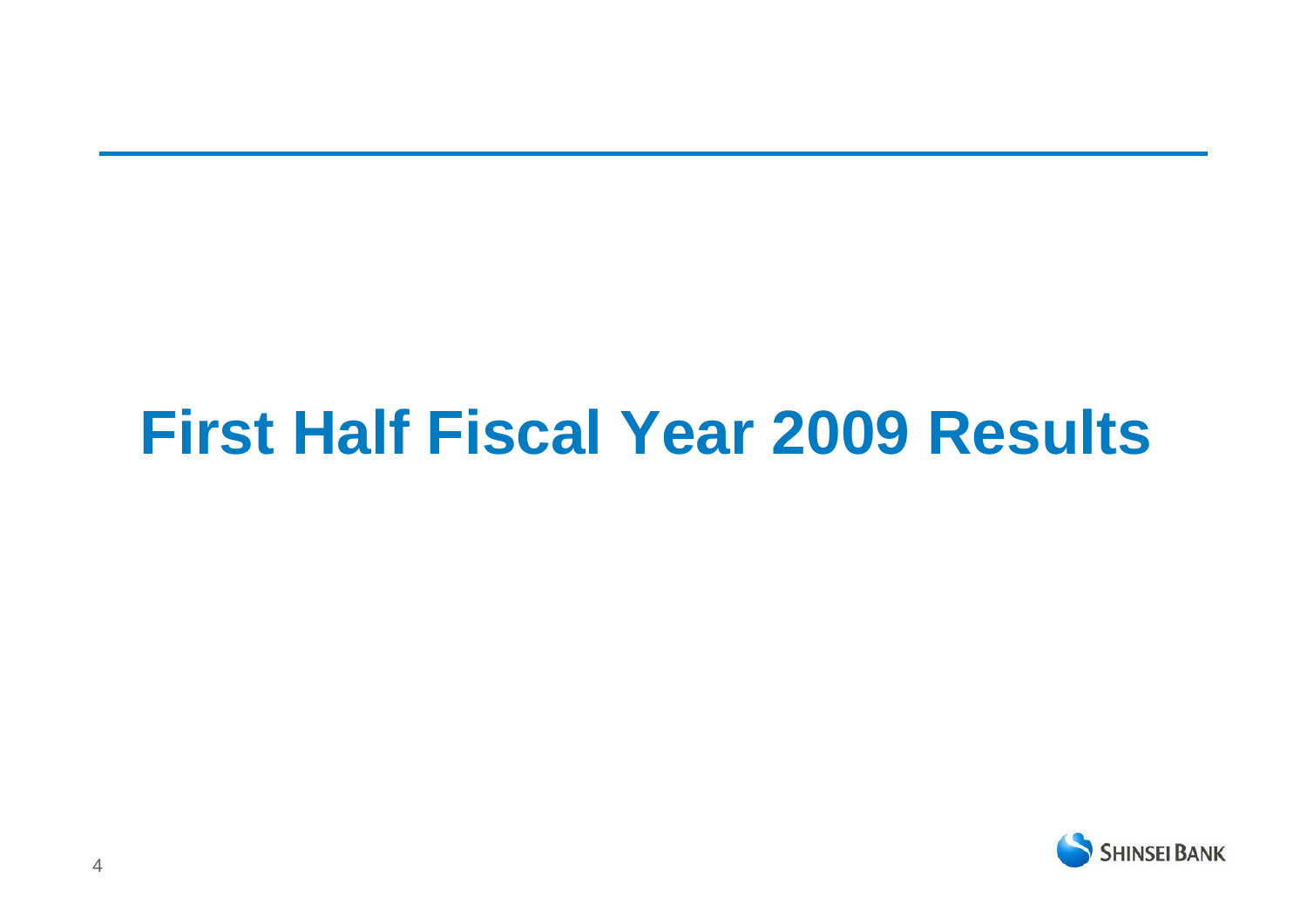# First Half Fiscal Year 2009 Results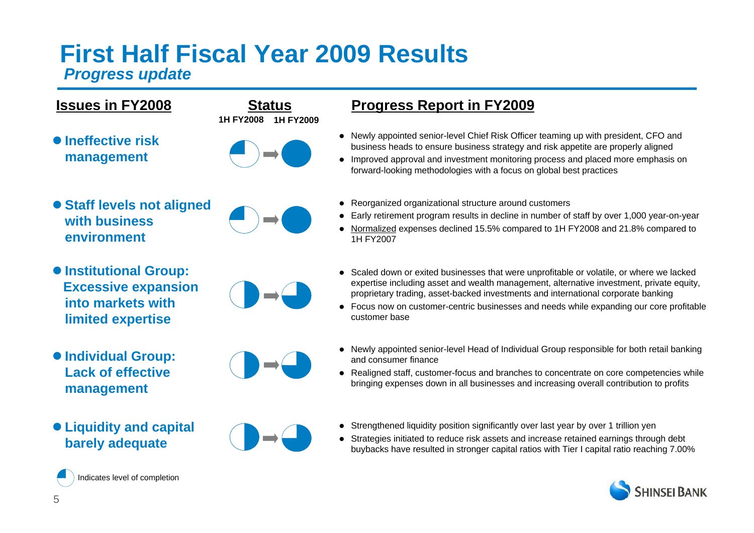# First Half Fiscal Year 2009 Results

***Progress update***

| Issues in FY2008 | Status (1H FY2008 → 1H FY2009) | Progress Report in FY2009 |
|---|---|---|
| **Ineffective risk management** | ¼ → full | • Newly appointed senior-level Chief Risk Officer teaming up with president, CFO and business heads to ensure business strategy and risk appetite are properly aligned<br>• Improved approval and investment monitoring process and placed more emphasis on forward-looking methodologies with a focus on global best practices |
| **Staff levels not aligned with business environment** | ¼ → full | • Reorganized organizational structure around customers<br>• Early retirement program results in decline in number of staff by over 1,000 year-on-year<br>• Normalized expenses declined 15.5% compared to 1H FY2008 and 21.8% compared to 1H FY2007 |
| **Institutional Group: Excessive expansion into markets with limited expertise** | ½ → ¾ | • Scaled down or exited businesses that were unprofitable or volatile, or where we lacked expertise including asset and wealth management, alternative investment, private equity, proprietary trading, asset-backed investments and international corporate banking<br>• Focus now on customer-centric businesses and needs while expanding our core profitable customer base |
| **Individual Group: Lack of effective management** | ½ → ¾ | • Newly appointed senior-level Head of Individual Group responsible for both retail banking and consumer finance<br>• Realigned staff, customer-focus and branches to concentrate on core competencies while bringing expenses down in all businesses and increasing overall contribution to profits |
| **Liquidity and capital barely adequate** | ½ → ¾ | • Strengthened liquidity position significantly over last year by over 1 trillion yen<br>• Strategies initiated to reduce risk assets and increase retained earnings through debt buybacks have resulted in stronger capital ratios with Tier I capital ratio reaching 7.00% |

Indicates level of completion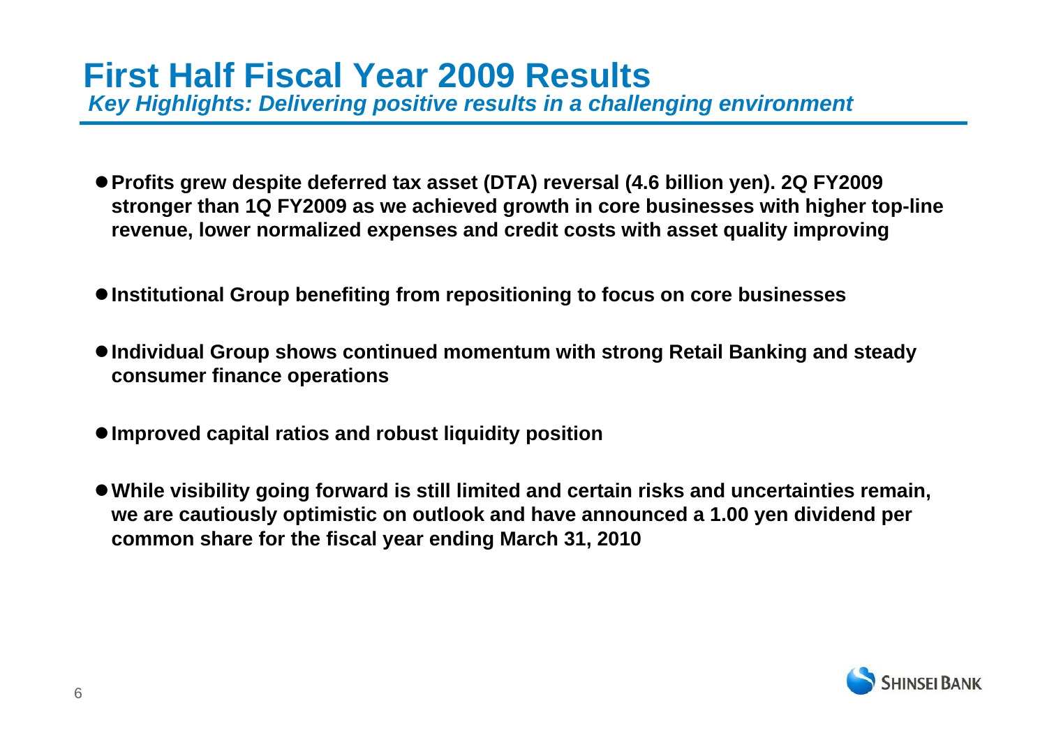# First Half Fiscal Year 2009 Results

***Key Highlights: Delivering positive results in a challenging environment***

- **Profits grew despite deferred tax asset (DTA) reversal (4.6 billion yen). 2Q FY2009 stronger than 1Q FY2009 as we achieved growth in core businesses with higher top-line revenue, lower normalized expenses and credit costs with asset quality improving**
- **Institutional Group benefiting from repositioning to focus on core businesses**
- **Individual Group shows continued momentum with strong Retail Banking and steady consumer finance operations**
- **Improved capital ratios and robust liquidity position**
- **While visibility going forward is still limited and certain risks and uncertainties remain, we are cautiously optimistic on outlook and have announced a 1.00 yen dividend per common share for the fiscal year ending March 31, 2010**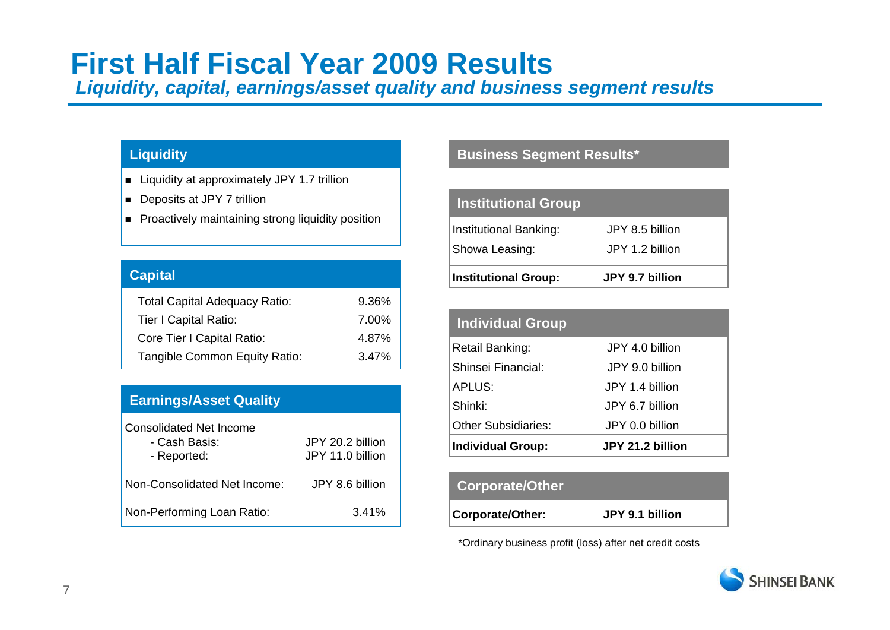# First Half Fiscal Year 2009 Results

***Liquidity, capital, earnings/asset quality and business segment results***

## Liquidity

- Liquidity at approximately JPY 1.7 trillion
- Deposits at JPY 7 trillion
- Proactively maintaining strong liquidity position

## Capital

| | |
|---|---|
| Total Capital Adequacy Ratio: | 9.36% |
| Tier I Capital Ratio: | 7.00% |
| Core Tier I Capital Ratio: | 4.87% |
| Tangible Common Equity Ratio: | 3.47% |

## Earnings/Asset Quality

| | |
|---|---|
| Consolidated Net Income | |
| - Cash Basis: | JPY 20.2 billion |
| - Reported: | JPY 11.0 billion |
| Non-Consolidated Net Income: | JPY 8.6 billion |
| Non-Performing Loan Ratio: | 3.41% |

## Business Segment Results*

### Institutional Group

| | |
|---|---|
| Institutional Banking: | JPY 8.5 billion |
| Showa Leasing: | JPY 1.2 billion |
| **Institutional Group:** | **JPY 9.7 billion** |

### Individual Group

| | |
|---|---|
| Retail Banking: | JPY 4.0 billion |
| Shinsei Financial: | JPY 9.0 billion |
| APLUS: | JPY 1.4 billion |
| Shinki: | JPY 6.7 billion |
| Other Subsidiaries: | JPY 0.0 billion |
| **Individual Group:** | **JPY 21.2 billion** |

### Corporate/Other

| | |
|---|---|
| **Corporate/Other:** | **JPY 9.1 billion** |

*Ordinary business profit (loss) after net credit costs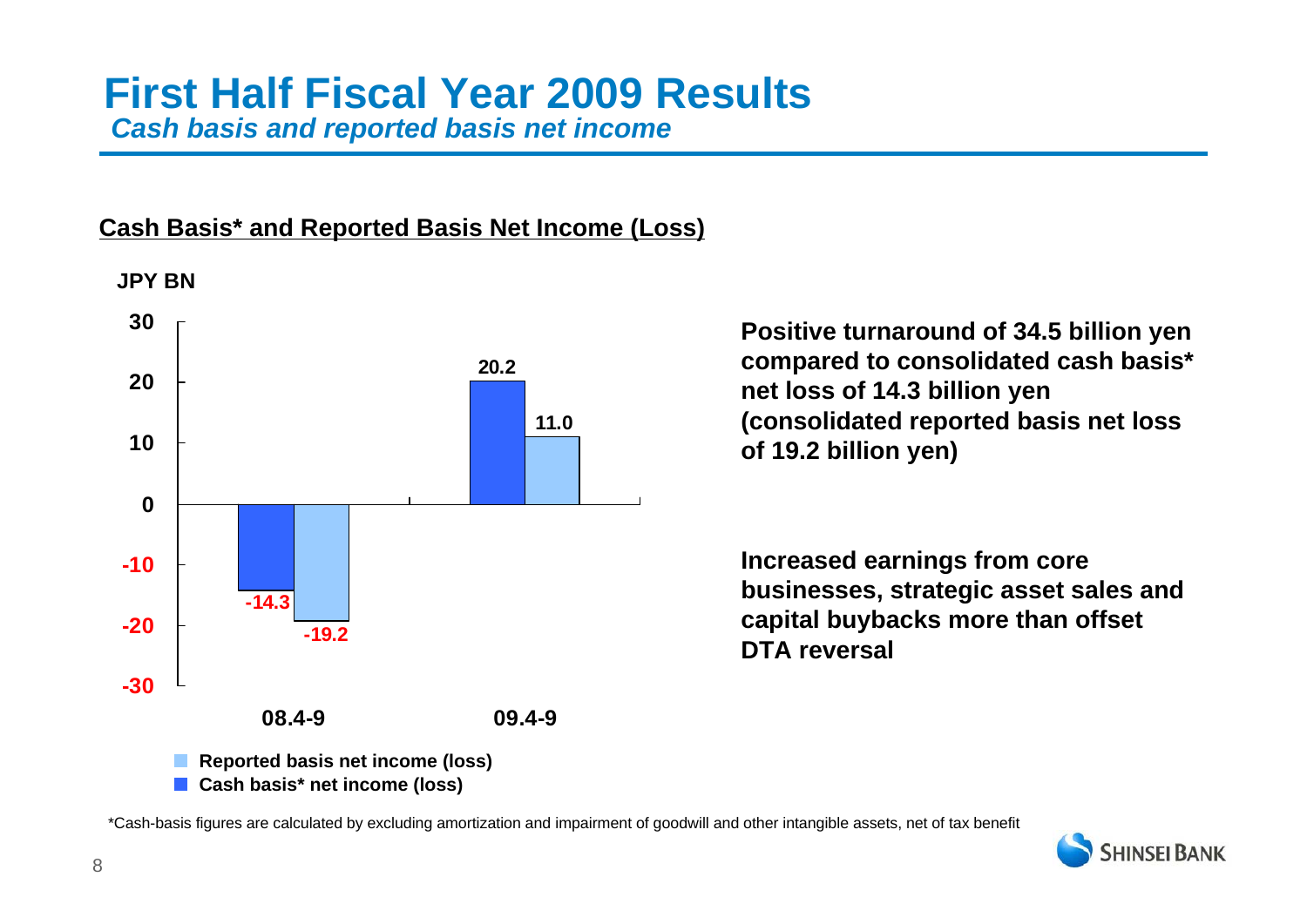# First Half Fiscal Year 2009 Results

***Cash basis and reported basis net income***

**Cash Basis* and Reported Basis Net Income (Loss)**

JPY BN

| | 08.4-9 | 09.4-9 |
|---|---|---|
| Cash basis* net income (loss) | -14.3 | 20.2 |
| Reported basis net income (loss) | -19.2 | 11.0 |

**Positive turnaround of 34.5 billion yen compared to consolidated cash basis* net loss of 14.3 billion yen (consolidated reported basis net loss of 19.2 billion yen)**

**Increased earnings from core businesses, strategic asset sales and capital buybacks more than offset DTA reversal**

*Cash-basis figures are calculated by excluding amortization and impairment of goodwill and other intangible assets, net of tax benefit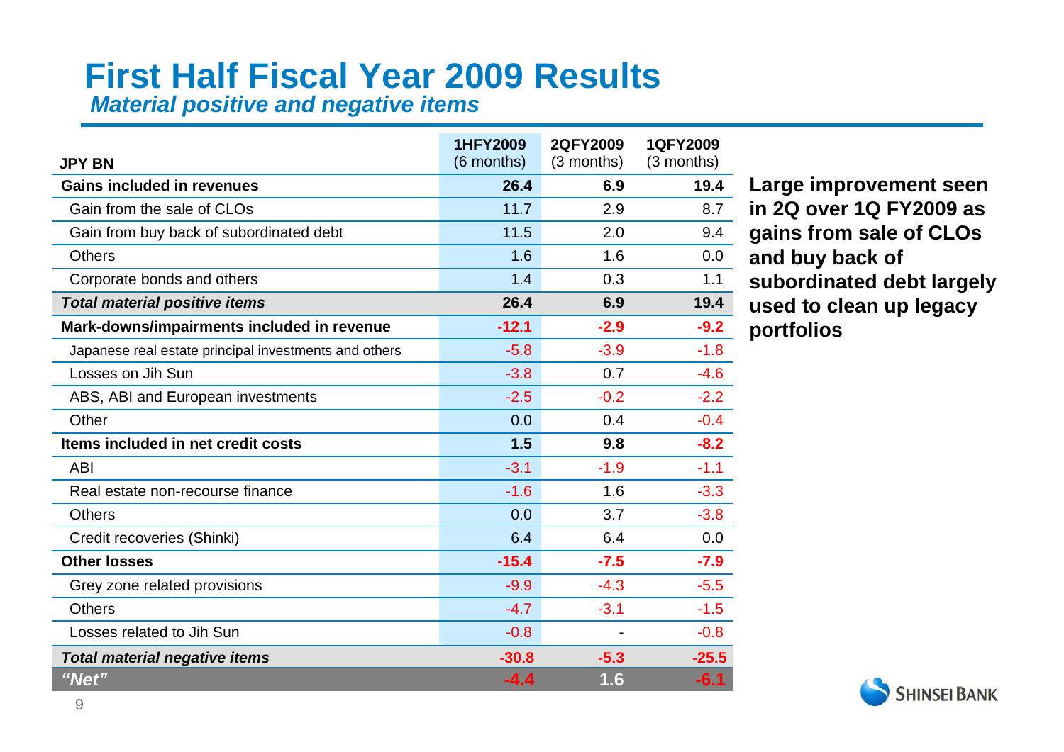# First Half Fiscal Year 2009 Results

***Material positive and negative items***

| JPY BN | 1HFY2009 (6 months) | 2QFY2009 (3 months) | 1QFY2009 (3 months) |
|---|---|---|---|
| **Gains included in revenues** | **26.4** | **6.9** | **19.4** |
| Gain from the sale of CLOs | 11.7 | 2.9 | 8.7 |
| Gain from buy back of subordinated debt | 11.5 | 2.0 | 9.4 |
| Others | 1.6 | 1.6 | 0.0 |
| Corporate bonds and others | 1.4 | 0.3 | 1.1 |
| ***Total material positive items*** | **26.4** | **6.9** | **19.4** |
| **Mark-downs/impairments included in revenue** | **-12.1** | **-2.9** | **-9.2** |
| Japanese real estate principal investments and others | -5.8 | -3.9 | -1.8 |
| Losses on Jih Sun | -3.8 | 0.7 | -4.6 |
| ABS, ABI and European investments | -2.5 | -0.2 | -2.2 |
| Other | 0.0 | 0.4 | -0.4 |
| **Items included in net credit costs** | **1.5** | **9.8** | **-8.2** |
| ABI | -3.1 | -1.9 | -1.1 |
| Real estate non-recourse finance | -1.6 | 1.6 | -3.3 |
| Others | 0.0 | 3.7 | -3.8 |
| Credit recoveries (Shinki) | 6.4 | 6.4 | 0.0 |
| **Other losses** | **-15.4** | **-7.5** | **-7.9** |
| Grey zone related provisions | -9.9 | -4.3 | -5.5 |
| Others | -4.7 | -3.1 | -1.5 |
| Losses related to Jih Sun | -0.8 | - | -0.8 |
| ***Total material negative items*** | **-30.8** | **-5.3** | **-25.5** |
| ***"Net"*** | **-4.4** | **1.6** | **-6.1** |

**Large improvement seen in 2Q over 1Q FY2009 as gains from sale of CLOs and buy back of subordinated debt largely used to clean up legacy portfolios**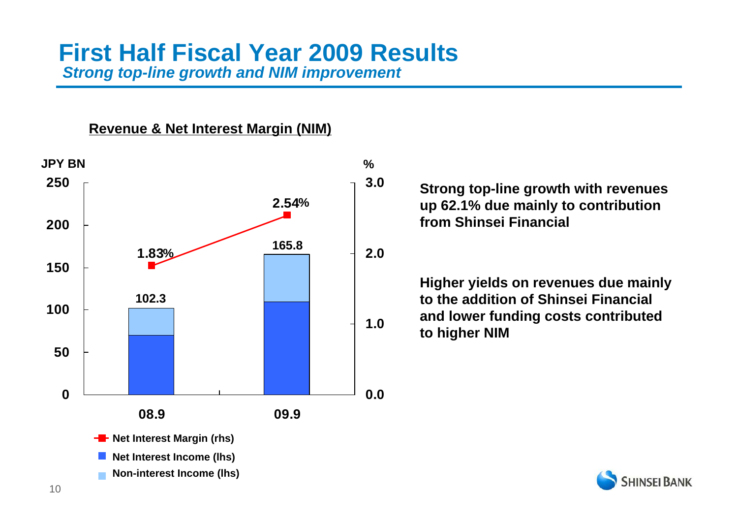# First Half Fiscal Year 2009 Results

*Strong top-line growth and NIM improvement*

**Revenue & Net Interest Margin (NIM)**

| | 08.9 | 09.9 |
|---|---|---|
| Total Revenue (JPY BN) | 102.3 | 165.8 |
| Net Interest Margin (rhs) | 1.83% | 2.54% |

- Net Interest Margin (rhs)
- Net Interest Income (lhs)
- Non-interest Income (lhs)

**Strong top-line growth with revenues up 62.1% due mainly to contribution from Shinsei Financial**

**Higher yields on revenues due mainly to the addition of Shinsei Financial and lower funding costs contributed to higher NIM**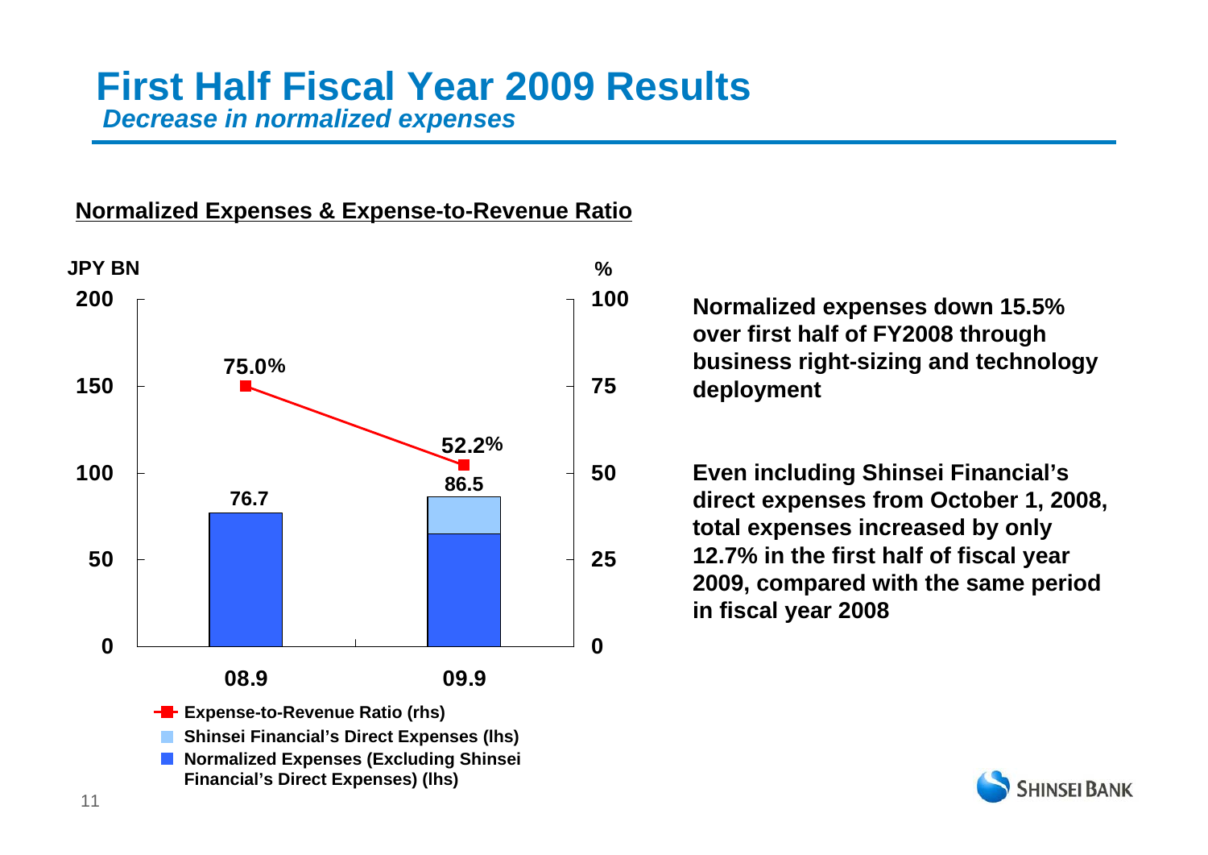# First Half Fiscal Year 2009 Results

*Decrease in normalized expenses*

**Normalized Expenses & Expense-to-Revenue Ratio**

| | 08.9 | 09.9 |
|---|---|---|
| Normalized Expenses (JPY BN) | 76.7 | 86.5 |
| Expense-to-Revenue Ratio (rhs) | 75.0% | 52.2% |

JPY BN | %

- Expense-to-Revenue Ratio (rhs)
- Shinsei Financial's Direct Expenses (lhs)
- Normalized Expenses (Excluding Shinsei Financial's Direct Expenses) (lhs)

**Normalized expenses down 15.5% over first half of FY2008 through business right-sizing and technology deployment**

**Even including Shinsei Financial's direct expenses from October 1, 2008, total expenses increased by only 12.7% in the first half of fiscal year 2009, compared with the same period in fiscal year 2008**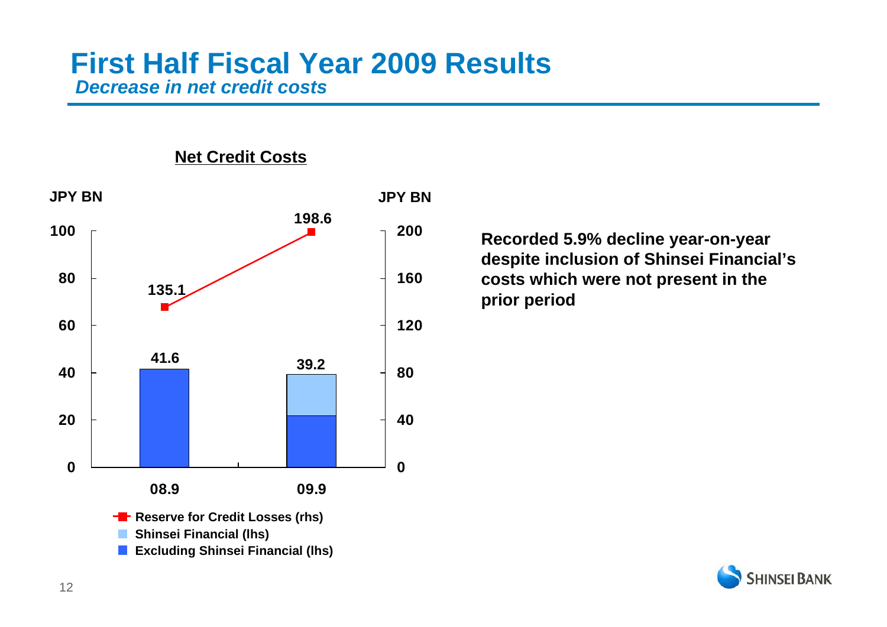# First Half Fiscal Year 2009 Results

***Decrease in net credit costs***

**Net Credit Costs**

| | 08.9 | 09.9 |
|---|---|---|
| Net Credit Costs (JPY BN, lhs) | 41.6 | 39.2 |
| Reserve for Credit Losses (JPY BN, rhs) | 135.1 | 198.6 |

- Reserve for Credit Losses (rhs)
- Shinsei Financial (lhs)
- Excluding Shinsei Financial (lhs)

**Recorded 5.9% decline year-on-year despite inclusion of Shinsei Financial's costs which were not present in the prior period**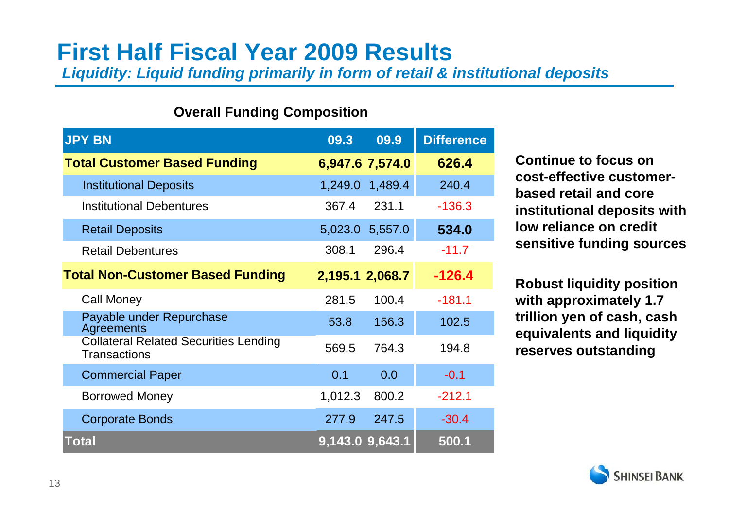# First Half Fiscal Year 2009 Results

*Liquidity: Liquid funding primarily in form of retail & institutional deposits*

## Overall Funding Composition

| JPY BN | 09.3 | 09.9 | Difference |
|---|---|---|---|
| **Total Customer Based Funding** | **6,947.6** | **7,574.0** | **626.4** |
| Institutional Deposits | 1,249.0 | 1,489.4 | 240.4 |
| Institutional Debentures | 367.4 | 231.1 | -136.3 |
| Retail Deposits | 5,023.0 | 5,557.0 | **534.0** |
| Retail Debentures | 308.1 | 296.4 | -11.7 |
| **Total Non-Customer Based Funding** | **2,195.1** | **2,068.7** | **-126.4** |
| Call Money | 281.5 | 100.4 | -181.1 |
| Payable under Repurchase Agreements | 53.8 | 156.3 | 102.5 |
| Collateral Related Securities Lending Transactions | 569.5 | 764.3 | 194.8 |
| Commercial Paper | 0.1 | 0.0 | -0.1 |
| Borrowed Money | 1,012.3 | 800.2 | -212.1 |
| Corporate Bonds | 277.9 | 247.5 | -30.4 |
| **Total** | **9,143.0** | **9,643.1** | **500.1** |

**Continue to focus on cost-effective customer-based retail and core institutional deposits with low reliance on credit sensitive funding sources**

**Robust liquidity position with approximately 1.7 trillion yen of cash, cash equivalents and liquidity reserves outstanding**

SHINSEI BANK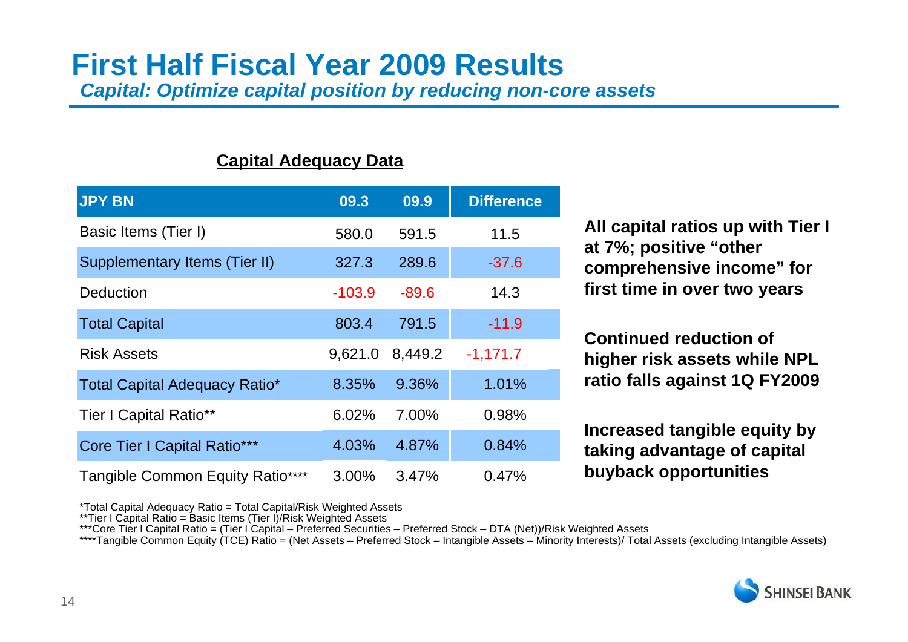# First Half Fiscal Year 2009 Results

***Capital: Optimize capital position by reducing non-core assets***

**Capital Adequacy Data**

| JPY BN | 09.3 | 09.9 | Difference |
|---|---|---|---|
| Basic Items (Tier I) | 580.0 | 591.5 | 11.5 |
| Supplementary Items (Tier II) | 327.3 | 289.6 | -37.6 |
| Deduction | -103.9 | -89.6 | 14.3 |
| Total Capital | 803.4 | 791.5 | -11.9 |
| Risk Assets | 9,621.0 | 8,449.2 | -1,171.7 |
| Total Capital Adequacy Ratio* | 8.35% | 9.36% | 1.01% |
| Tier I Capital Ratio** | 6.02% | 7.00% | 0.98% |
| Core Tier I Capital Ratio*** | 4.03% | 4.87% | 0.84% |
| Tangible Common Equity Ratio**** | 3.00% | 3.47% | 0.47% |

**All capital ratios up with Tier I at 7%; positive "other comprehensive income" for first time in over two years**

**Continued reduction of higher risk assets while NPL ratio falls against 1Q FY2009**

**Increased tangible equity by taking advantage of capital buyback opportunities**

*Total Capital Adequacy Ratio = Total Capital/Risk Weighted Assets
**Tier I Capital Ratio = Basic Items (Tier I)/Risk Weighted Assets
***Core Tier I Capital Ratio = (Tier I Capital – Preferred Securities – Preferred Stock – DTA (Net))/Risk Weighted Assets
****Tangible Common Equity (TCE) Ratio = (Net Assets – Preferred Stock – Intangible Assets – Minority Interests)/ Total Assets (excluding Intangible Assets)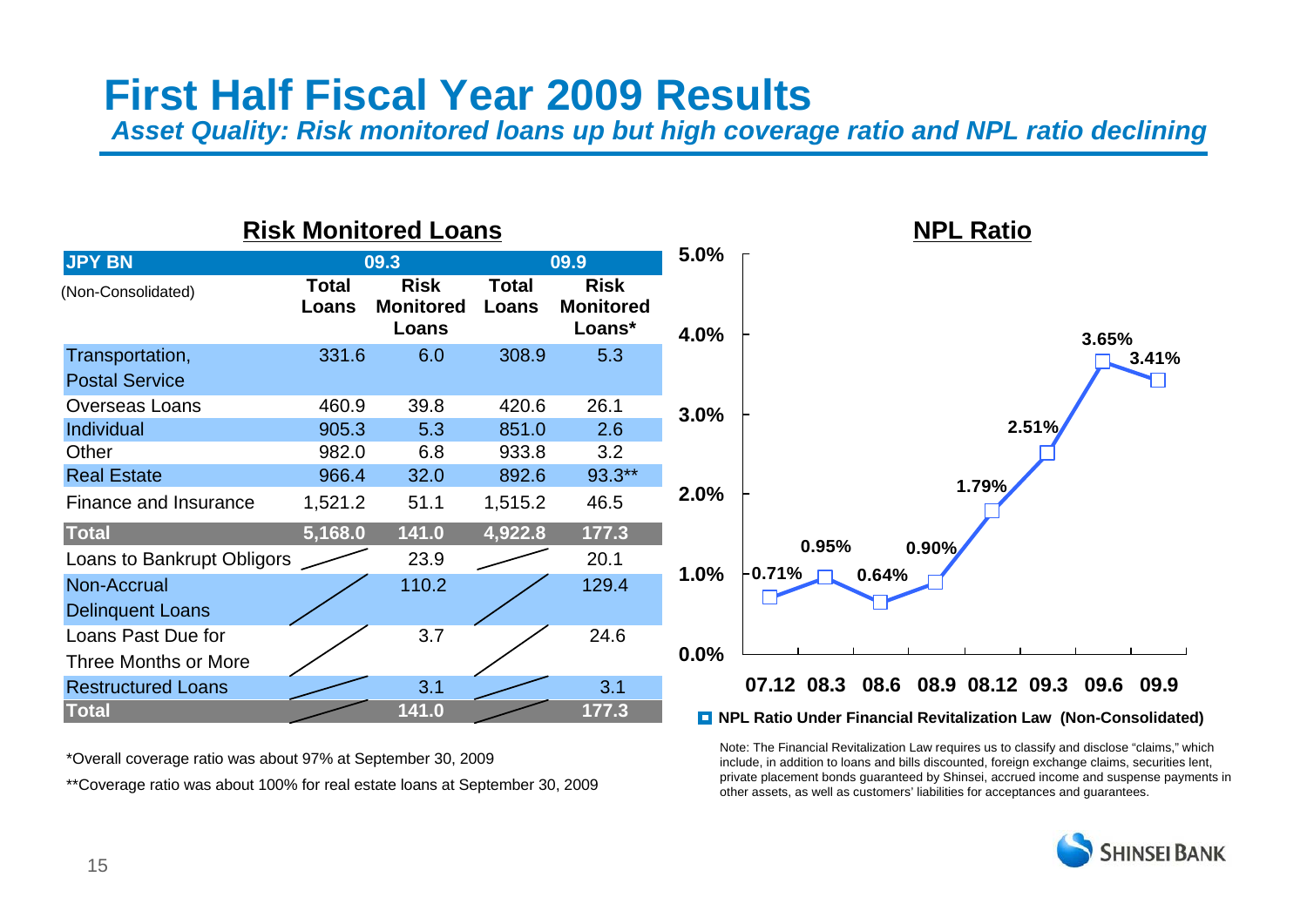# First Half Fiscal Year 2009 Results

***Asset Quality: Risk monitored loans up but high coverage ratio and NPL ratio declining***

## Risk Monitored Loans

| JPY BN (Non-Consolidated) | 09.3 Total Loans | 09.3 Risk Monitored Loans | 09.9 Total Loans | 09.9 Risk Monitored Loans* |
|---|---|---|---|---|
| Transportation, Postal Service | 331.6 | 6.0 | 308.9 | 5.3 |
| Overseas Loans | 460.9 | 39.8 | 420.6 | 26.1 |
| Individual | 905.3 | 5.3 | 851.0 | 2.6 |
| Other | 982.0 | 6.8 | 933.8 | 3.2 |
| Real Estate | 966.4 | 32.0 | 892.6 | 93.3** |
| Finance and Insurance | 1,521.2 | 51.1 | 1,515.2 | 46.5 |
| **Total** | **5,168.0** | **141.0** | **4,922.8** | **177.3** |
| Loans to Bankrupt Obligors | | 23.9 | | 20.1 |
| Non-Accrual Delinquent Loans | | 110.2 | | 129.4 |
| Loans Past Due for Three Months or More | | 3.7 | | 24.6 |
| Restructured Loans | | 3.1 | | 3.1 |
| **Total** | | **141.0** | | **177.3** |

*Overall coverage ratio was about 97% at September 30, 2009

**Coverage ratio was about 100% for real estate loans at September 30, 2009

## NPL Ratio

| | 07.12 | 08.3 | 08.6 | 08.9 | 08.12 | 09.3 | 09.6 | 09.9 |
|---|---|---|---|---|---|---|---|---|
| NPL Ratio Under Financial Revitalization Law (Non-Consolidated) | 0.71% | 0.95% | 0.64% | 0.90% | 1.79% | 2.51% | 3.65% | 3.41% |

Note: The Financial Revitalization Law requires us to classify and disclose "claims," which include, in addition to loans and bills discounted, foreign exchange claims, securities lent, private placement bonds guaranteed by Shinsei, accrued income and suspense payments in other assets, as well as customers' liabilities for acceptances and guarantees.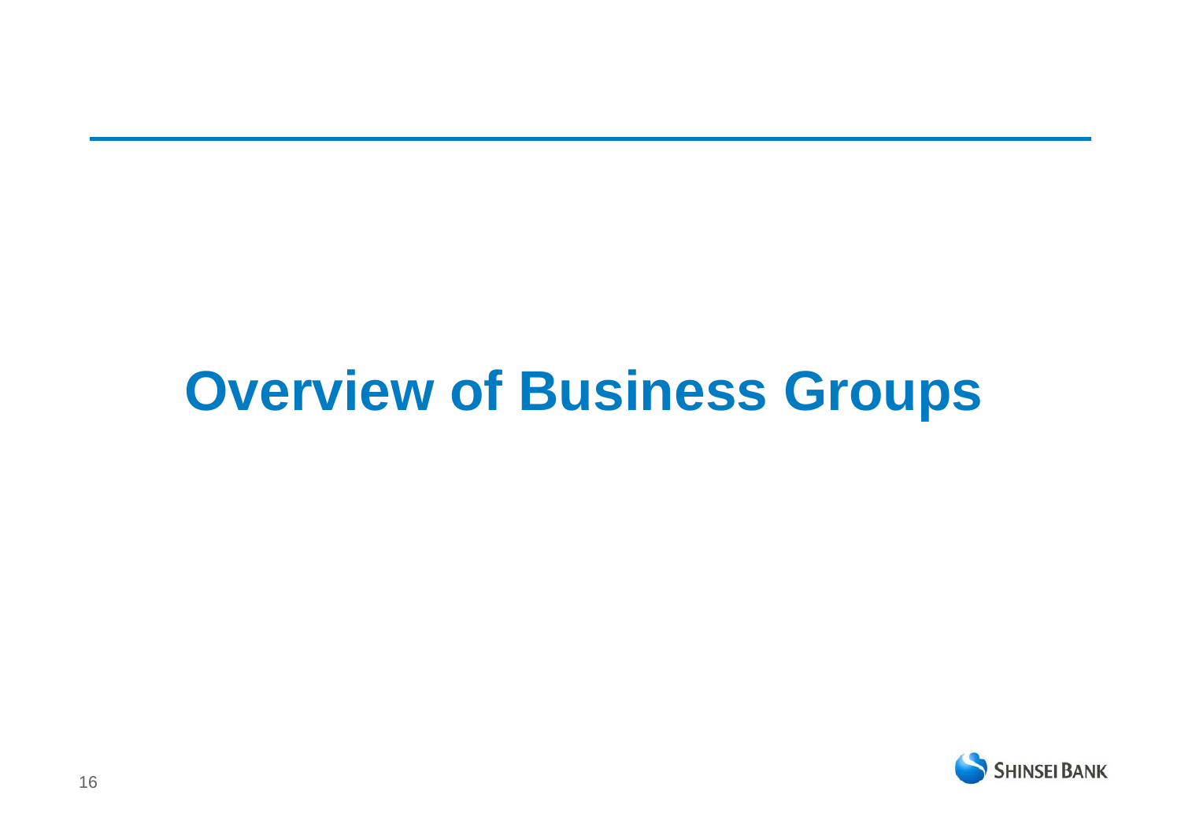# Overview of Business Groups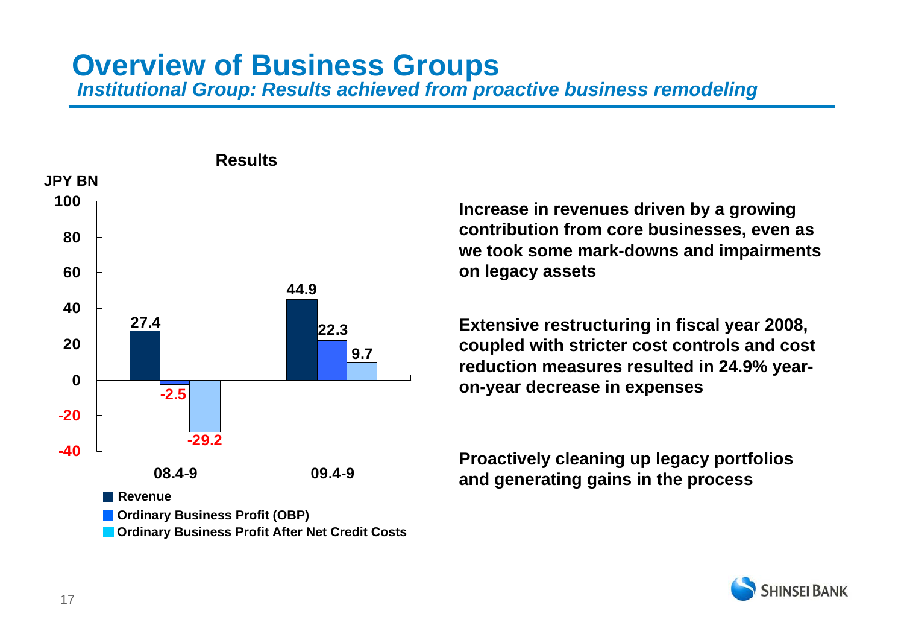# Overview of Business Groups

*Institutional Group: Results achieved from proactive business remodeling*

**Results**

JPY BN

| | 08.4-9 | 09.4-9 |
|---|---|---|
| Revenue | 27.4 | 44.9 |
| Ordinary Business Profit (OBP) | -2.5 | 22.3 |
| Ordinary Business Profit After Net Credit Costs | -29.2 | 9.7 |

**Increase in revenues driven by a growing contribution from core businesses, even as we took some mark-downs and impairments on legacy assets**

**Extensive restructuring in fiscal year 2008, coupled with stricter cost controls and cost reduction measures resulted in 24.9% year-on-year decrease in expenses**

**Proactively cleaning up legacy portfolios and generating gains in the process**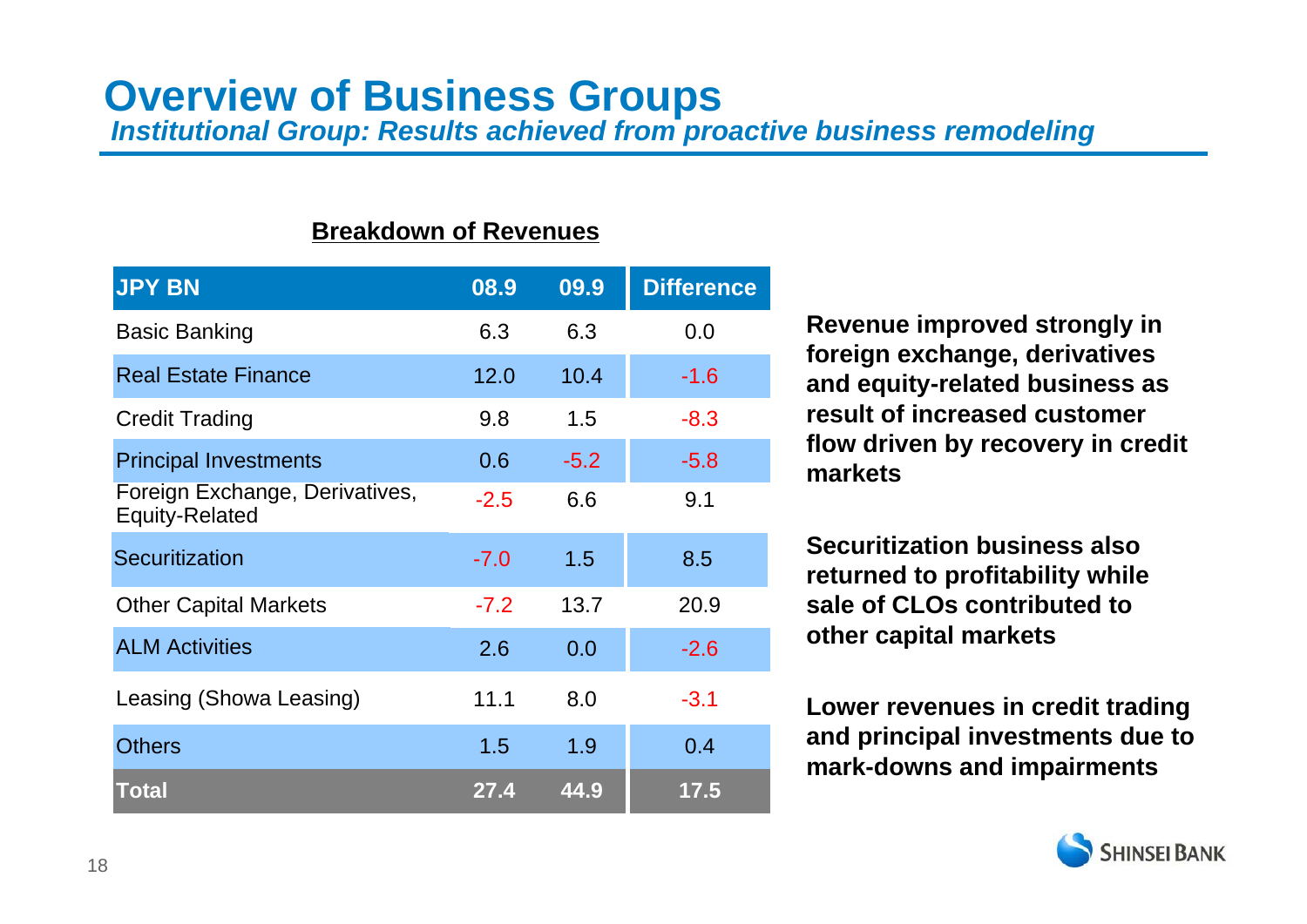# Overview of Business Groups

***Institutional Group: Results achieved from proactive business remodeling***

**Breakdown of Revenues**

| JPY BN | 08.9 | 09.9 | Difference |
|---|---|---|---|
| Basic Banking | 6.3 | 6.3 | 0.0 |
| Real Estate Finance | 12.0 | 10.4 | -1.6 |
| Credit Trading | 9.8 | 1.5 | -8.3 |
| Principal Investments | 0.6 | -5.2 | -5.8 |
| Foreign Exchange, Derivatives, Equity-Related | -2.5 | 6.6 | 9.1 |
| Securitization | -7.0 | 1.5 | 8.5 |
| Other Capital Markets | -7.2 | 13.7 | 20.9 |
| ALM Activities | 2.6 | 0.0 | -2.6 |
| Leasing (Showa Leasing) | 11.1 | 8.0 | -3.1 |
| Others | 1.5 | 1.9 | 0.4 |
| **Total** | **27.4** | **44.9** | **17.5** |

**Revenue improved strongly in foreign exchange, derivatives and equity-related business as result of increased customer flow driven by recovery in credit markets**

**Securitization business also returned to profitability while sale of CLOs contributed to other capital markets**

**Lower revenues in credit trading and principal investments due to mark-downs and impairments**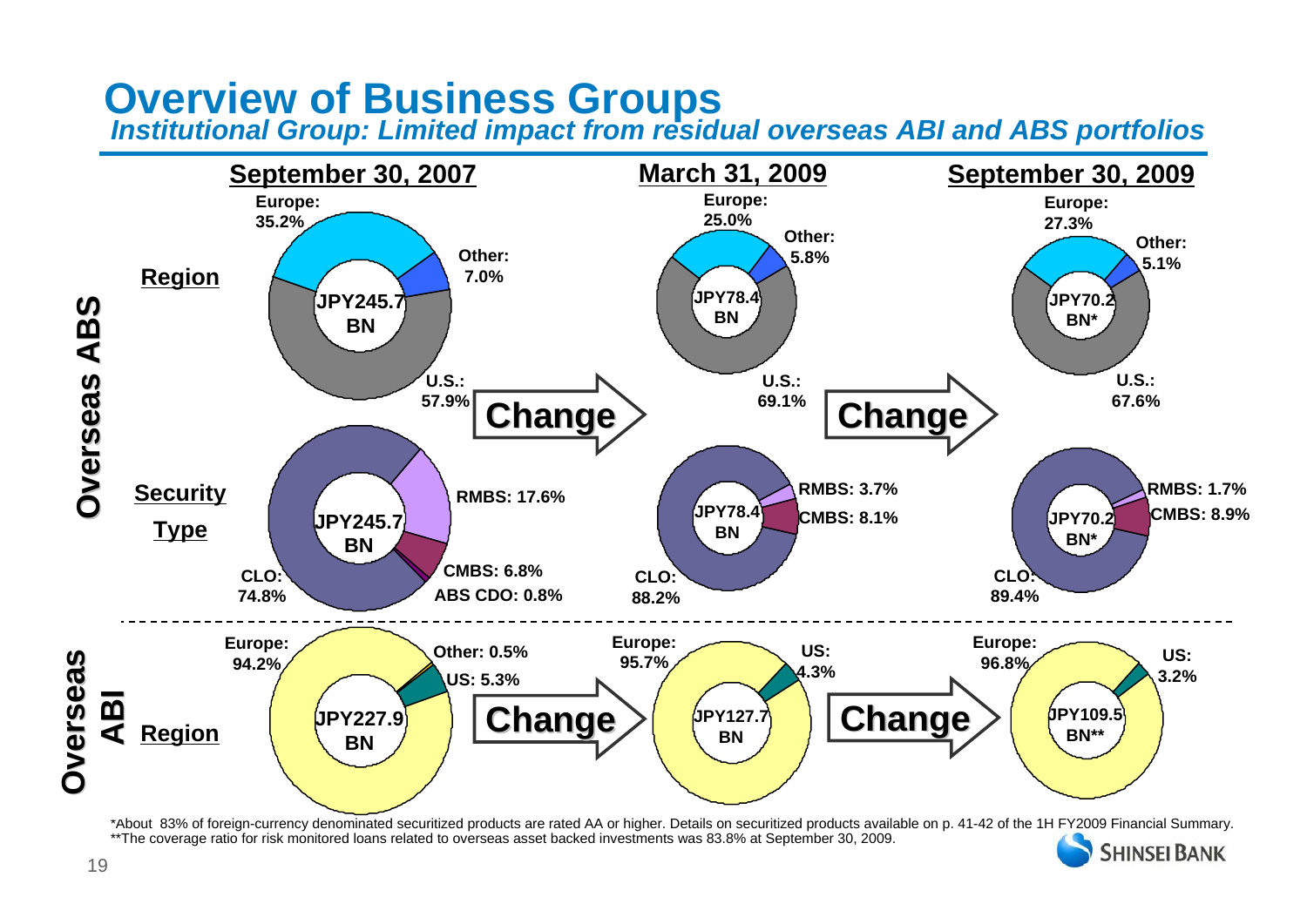# Overview of Business Groups

*Institutional Group: Limited impact from residual overseas ABI and ABS portfolios*

## Overseas ABS

### Region

| | September 30, 2007 | March 31, 2009 | September 30, 2009 |
|---|---|---|---|
| Total | JPY245.7 BN | JPY78.4 BN | JPY70.2 BN* |
| Europe | 35.2% | 25.0% | 27.3% |
| Other | 7.0% | 5.8% | 5.1% |
| U.S. | 57.9% | 69.1% | 67.6% |

### Security Type

| | September 30, 2007 | March 31, 2009 | September 30, 2009 |
|---|---|---|---|
| Total | JPY245.7 BN | JPY78.4 BN | JPY70.2 BN* |
| RMBS | 17.6% | 3.7% | 1.7% |
| CMBS | 6.8% | 8.1% | 8.9% |
| ABS CDO | 0.8% | | |
| CLO | 74.8% | 88.2% | 89.4% |

## Overseas ABI

### Region

| | September 30, 2007 | March 31, 2009 | September 30, 2009 |
|---|---|---|---|
| Total | JPY227.9 BN | JPY127.7 BN | JPY109.5 BN** |
| Europe | 94.2% | 95.7% | 96.8% |
| Other | 0.5% | | |
| US | 5.3% | 4.3% | 3.2% |

*About 83% of foreign-currency denominated securitized products are rated AA or higher. Details on securitized products available on p. 41-42 of the 1H FY2009 Financial Summary.

**The coverage ratio for risk monitored loans related to overseas asset backed investments was 83.8% at September 30, 2009.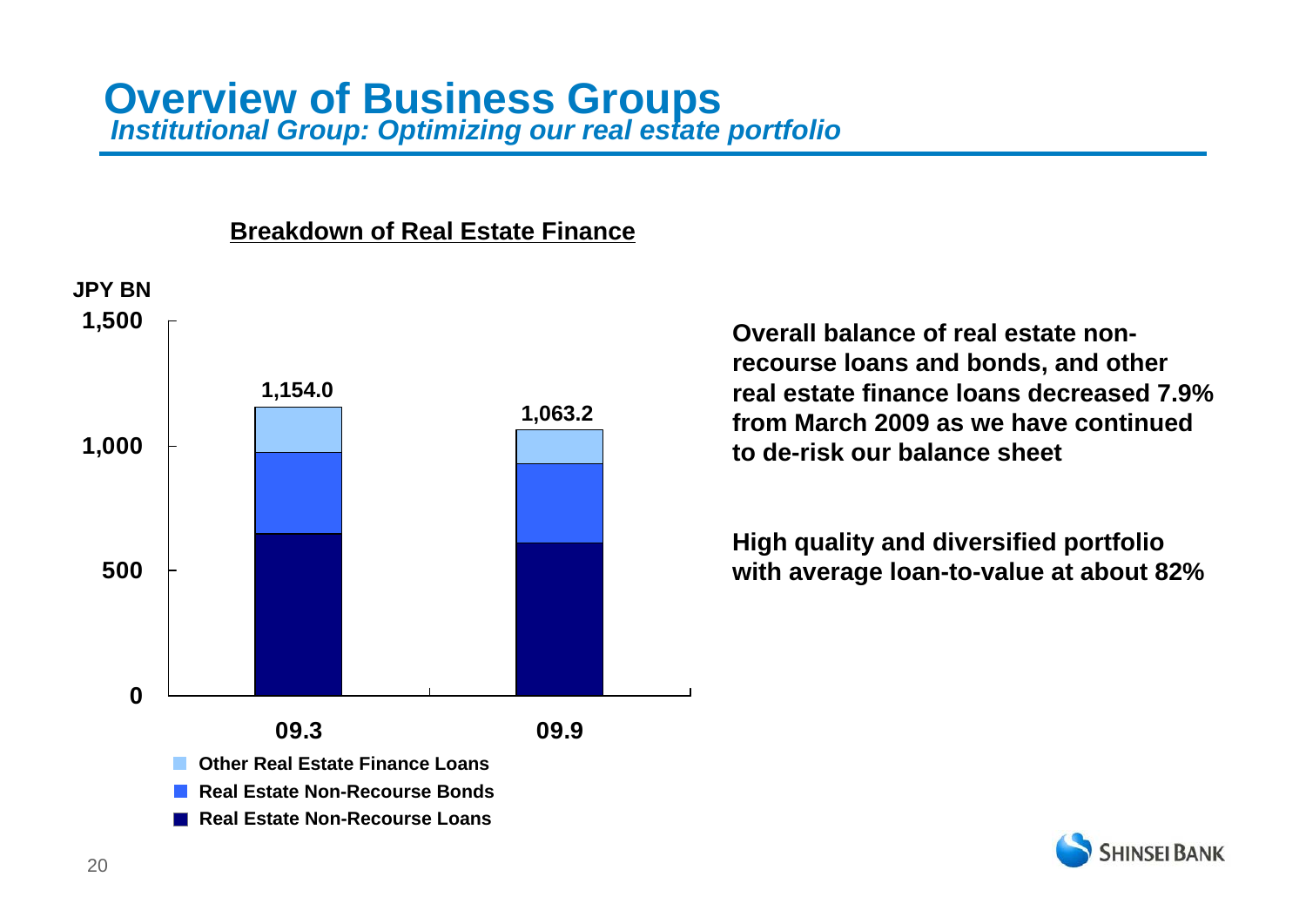# Overview of Business Groups

*Institutional Group: Optimizing our real estate portfolio*

**Breakdown of Real Estate Finance**

JPY BN

| | 09.3 | 09.9 |
|---|---|---|
| Total | 1,154.0 | 1,063.2 |

- Other Real Estate Finance Loans
- Real Estate Non-Recourse Bonds
- Real Estate Non-Recourse Loans

**Overall balance of real estate non-recourse loans and bonds, and other real estate finance loans decreased 7.9% from March 2009 as we have continued to de-risk our balance sheet**

**High quality and diversified portfolio with average loan-to-value at about 82%**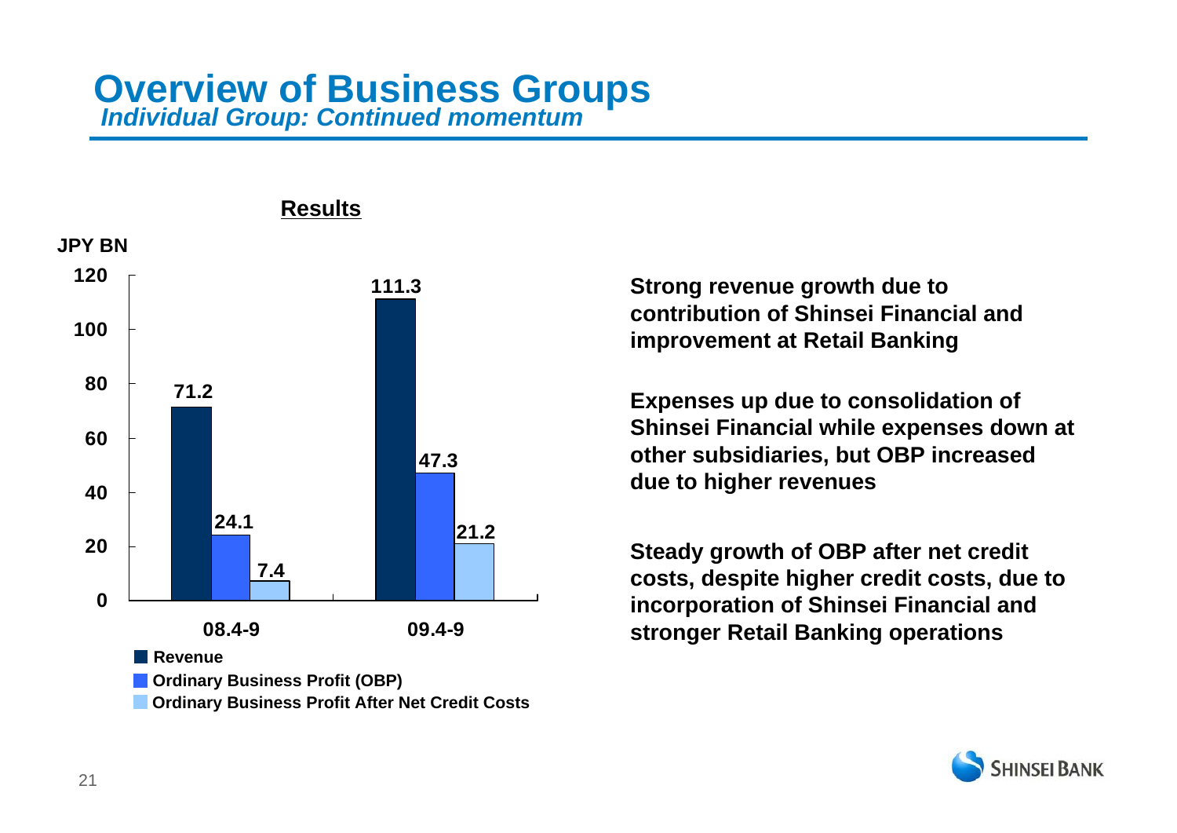# Overview of Business Groups

*Individual Group: Continued momentum*

**Results**

JPY BN

| | 08.4-9 | 09.4-9 |
|---|---|---|
| Revenue | 71.2 | 111.3 |
| Ordinary Business Profit (OBP) | 24.1 | 47.3 |
| Ordinary Business Profit After Net Credit Costs | 7.4 | 21.2 |

**Strong revenue growth due to contribution of Shinsei Financial and improvement at Retail Banking**

**Expenses up due to consolidation of Shinsei Financial while expenses down at other subsidiaries, but OBP increased due to higher revenues**

**Steady growth of OBP after net credit costs, despite higher credit costs, due to incorporation of Shinsei Financial and stronger Retail Banking operations**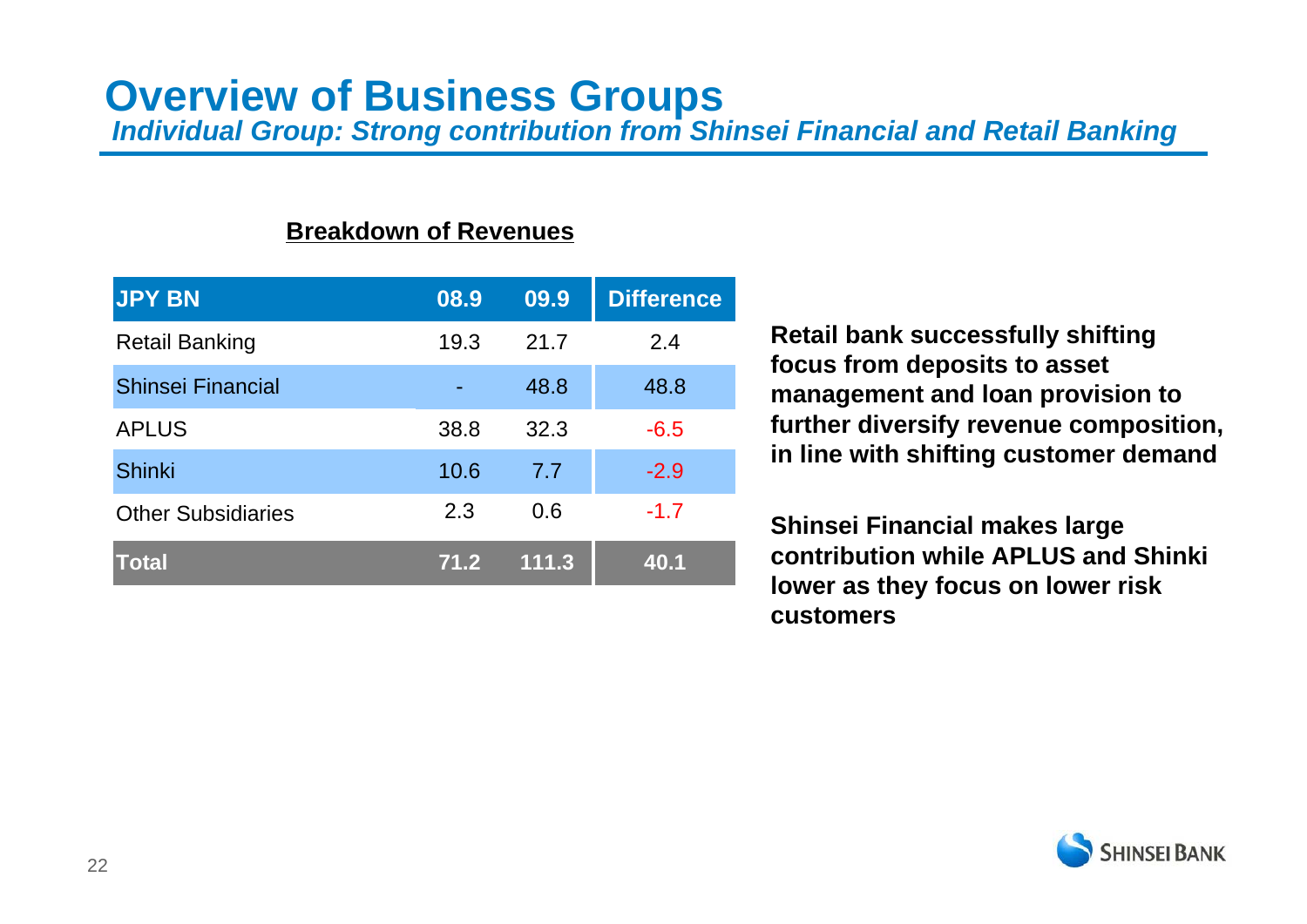# Overview of Business Groups

*Individual Group: Strong contribution from Shinsei Financial and Retail Banking*

**Breakdown of Revenues**

| JPY BN | 08.9 | 09.9 | Difference |
|---|---|---|---|
| Retail Banking | 19.3 | 21.7 | 2.4 |
| Shinsei Financial | - | 48.8 | 48.8 |
| APLUS | 38.8 | 32.3 | -6.5 |
| Shinki | 10.6 | 7.7 | -2.9 |
| Other Subsidiaries | 2.3 | 0.6 | -1.7 |
| **Total** | **71.2** | **111.3** | **40.1** |

**Retail bank successfully shifting focus from deposits to asset management and loan provision to further diversify revenue composition, in line with shifting customer demand**

**Shinsei Financial makes large contribution while APLUS and Shinki lower as they focus on lower risk customers**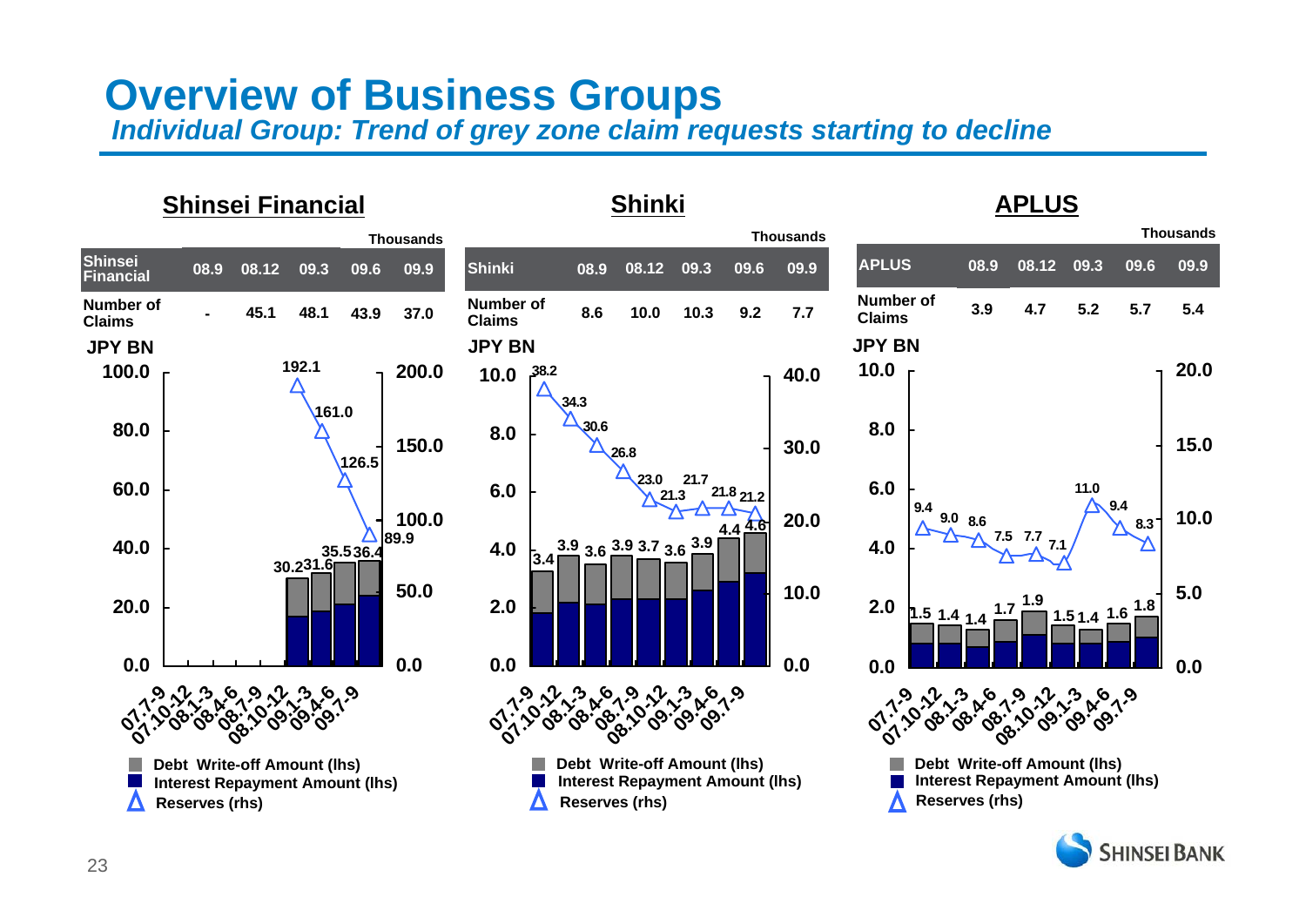# Overview of Business Groups

*Individual Group: Trend of grey zone claim requests starting to decline*

## Shinsei Financial

Thousands

| Shinsei Financial | 08.9 | 08.12 | 09.3 | 09.6 | 09.9 |
|---|---|---|---|---|---|
| Number of Claims | - | 45.1 | 48.1 | 43.9 | 37.0 |

JPY BN

| | 07.7-9 | 07.10-12 | 08.1-3 | 08.4-6 | 08.7-9 | 08.10-12 | 09.1-3 | 09.4-6 | 09.7-9 |
|---|---|---|---|---|---|---|---|---|---|
| Total (lhs) | | | | | | 30.2 | 31.6 | 35.5 | 36.4 |
| Reserves (rhs) | | | | | | 192.1 | 161.0 | 126.5 | 89.9 |

- Debt Write-off Amount (lhs)
- Interest Repayment Amount (lhs)
- Reserves (rhs)

## Shinki

Thousands

| Shinki | 08.9 | 08.12 | 09.3 | 09.6 | 09.9 |
|---|---|---|---|---|---|
| Number of Claims | 8.6 | 10.0 | 10.3 | 9.2 | 7.7 |

JPY BN

| | 07.7-9 | 07.10-12 | 08.1-3 | 08.4-6 | 08.7-9 | 08.10-12 | 09.1-3 | 09.4-6 | 09.7-9 |
|---|---|---|---|---|---|---|---|---|---|
| Total (lhs) | 3.4 | 3.9 | 3.6 | 3.9 | 3.7 | 3.6 | 3.9 | 4.4 | 4.6 |
| Reserves (rhs) | 38.2 | 34.3 | 30.6 | 26.8 | 23.0 | 21.3 | 21.7 | 21.8 | 21.2 |

- Debt Write-off Amount (lhs)
- Interest Repayment Amount (lhs)
- Reserves (rhs)

## APLUS

Thousands

| APLUS | 08.9 | 08.12 | 09.3 | 09.6 | 09.9 |
|---|---|---|---|---|---|
| Number of Claims | 3.9 | 4.7 | 5.2 | 5.7 | 5.4 |

JPY BN

| | 07.7-9 | 07.10-12 | 08.1-3 | 08.4-6 | 08.7-9 | 08.10-12 | 09.1-3 | 09.4-6 | 09.7-9 |
|---|---|---|---|---|---|---|---|---|---|
| Total (lhs) | 1.5 | 1.4 | 1.4 | 1.7 | 1.9 | 1.5 | 1.4 | 1.6 | 1.8 |
| Reserves (rhs) | 9.4 | 9.0 | 8.6 | 7.5 | 7.7 | 7.1 | 11.0 | 9.4 | 8.3 |

- Debt Write-off Amount (lhs)
- Interest Repayment Amount (lhs)
- Reserves (rhs)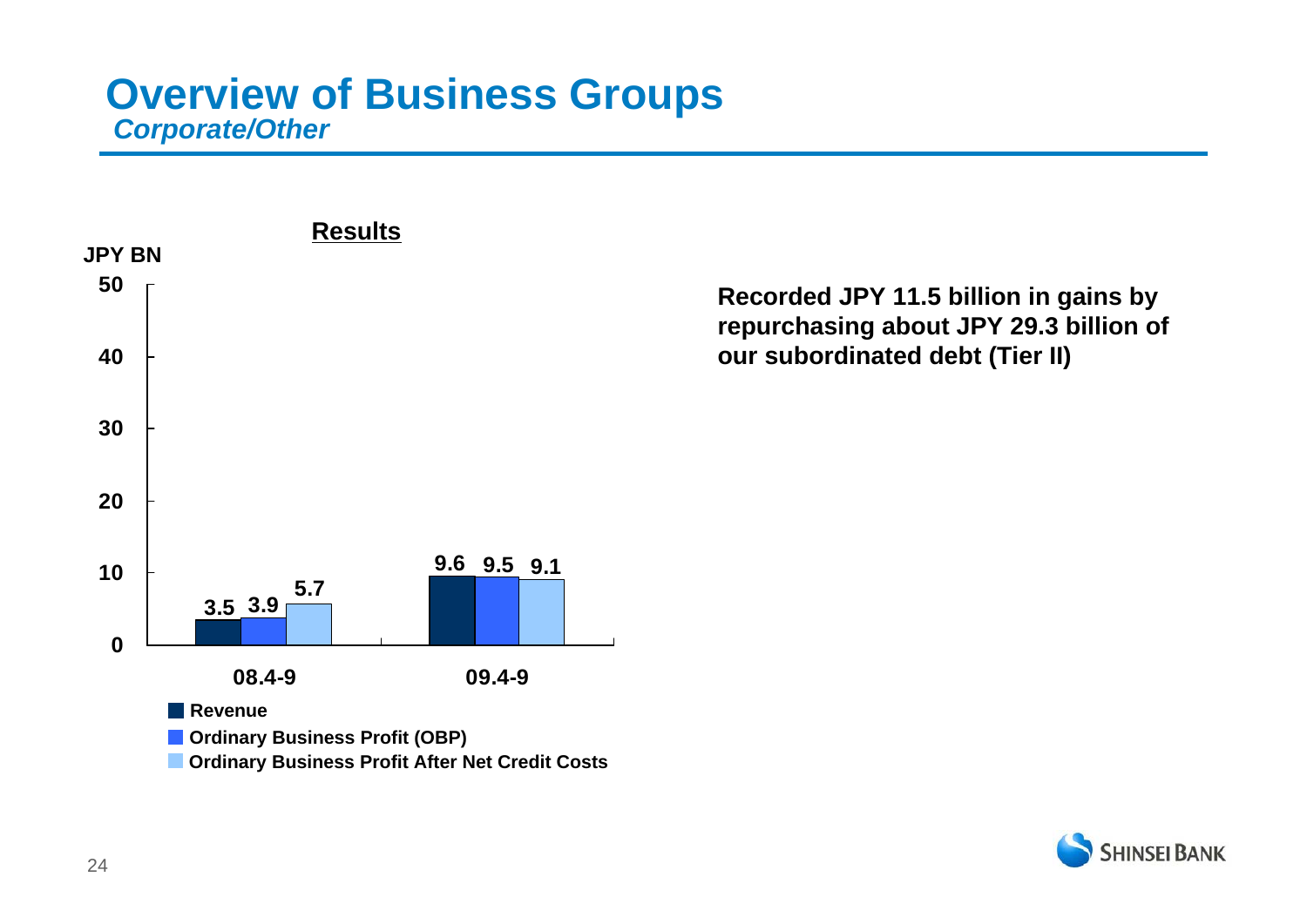# Overview of Business Groups

***Corporate/Other***

**Results**

JPY BN

| | Revenue | Ordinary Business Profit (OBP) | Ordinary Business Profit After Net Credit Costs |
|---|---|---|---|
| 08.4-9 | 3.5 | 3.9 | 5.7 |
| 09.4-9 | 9.6 | 9.5 | 9.1 |

**Recorded JPY 11.5 billion in gains by repurchasing about JPY 29.3 billion of our subordinated debt (Tier II)**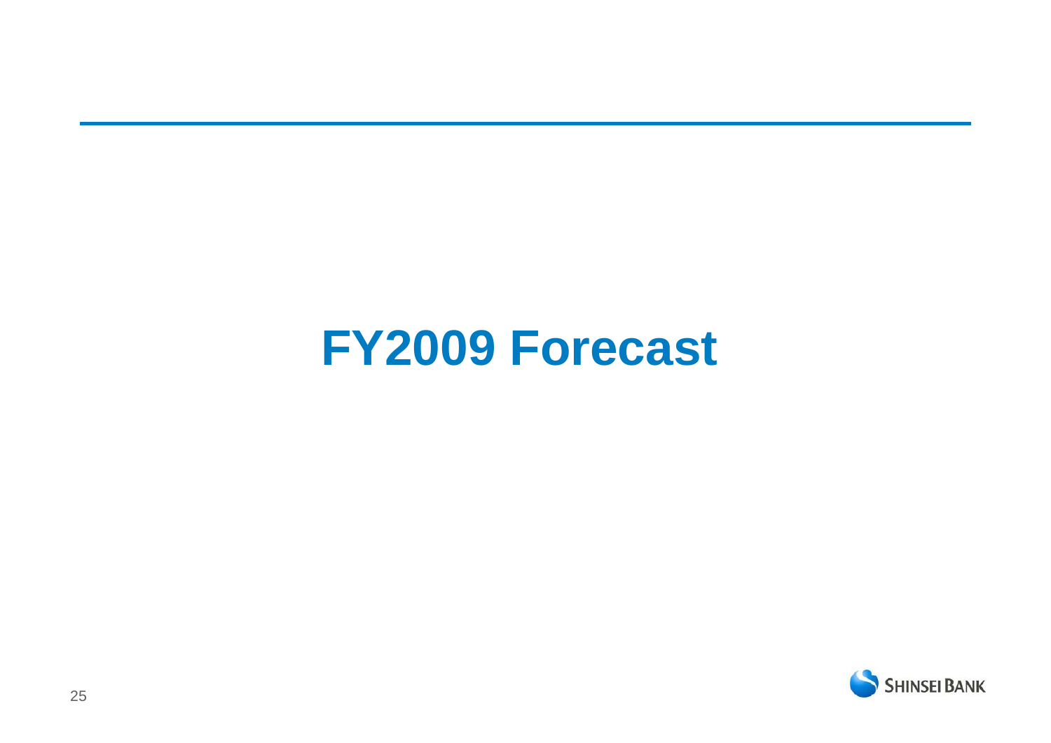# FY2009 Forecast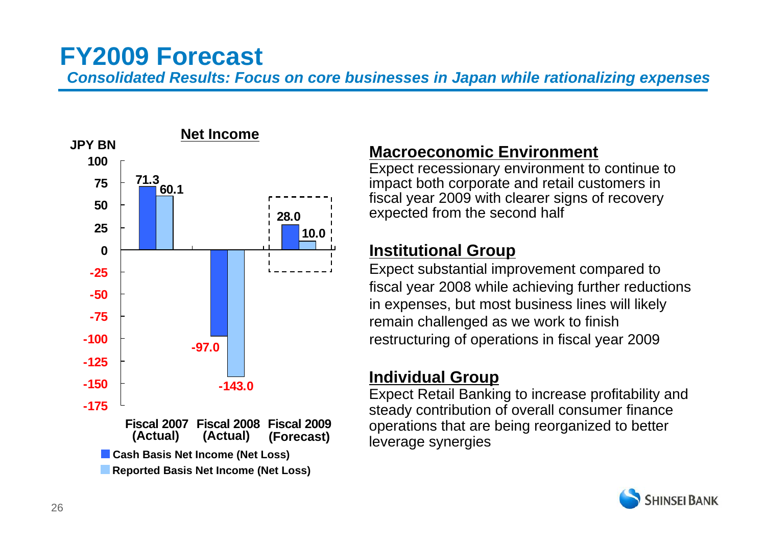# FY2009 Forecast

***Consolidated Results: Focus on core businesses in Japan while rationalizing expenses***

**Net Income**

JPY BN

| | Cash Basis Net Income (Net Loss) | Reported Basis Net Income (Net Loss) |
|---|---|---|
| Fiscal 2007 (Actual) | 71.3 | 60.1 |
| Fiscal 2008 (Actual) | -97.0 | -143.0 |
| Fiscal 2009 (Forecast) | 28.0 | 10.0 |

## Macroeconomic Environment

Expect recessionary environment to continue to impact both corporate and retail customers in fiscal year 2009 with clearer signs of recovery expected from the second half

## Institutional Group

Expect substantial improvement compared to fiscal year 2008 while achieving further reductions in expenses, but most business lines will likely remain challenged as we work to finish restructuring of operations in fiscal year 2009

## Individual Group

Expect Retail Banking to increase profitability and steady contribution of overall consumer finance operations that are being reorganized to better leverage synergies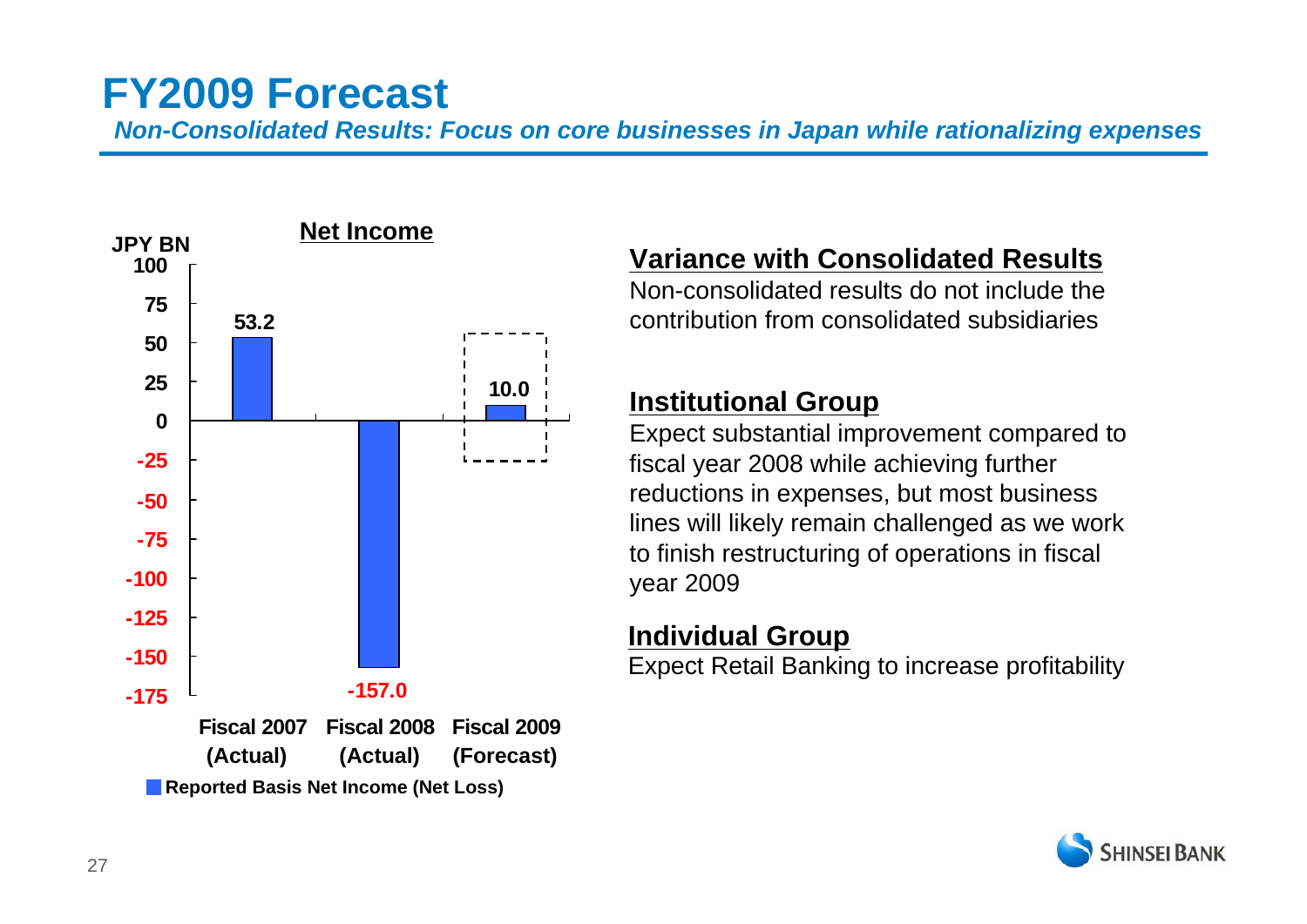# FY2009 Forecast

***Non-Consolidated Results: Focus on core businesses in Japan while rationalizing expenses***

**Net Income**

JPY BN

| | Fiscal 2007 (Actual) | Fiscal 2008 (Actual) | Fiscal 2009 (Forecast) |
|---|---|---|---|
| Reported Basis Net Income (Net Loss) | 53.2 | -157.0 | 10.0 |

## Variance with Consolidated Results

Non-consolidated results do not include the contribution from consolidated subsidiaries

## Institutional Group

Expect substantial improvement compared to fiscal year 2008 while achieving further reductions in expenses, but most business lines will likely remain challenged as we work to finish restructuring of operations in fiscal year 2009

## Individual Group

Expect Retail Banking to increase profitability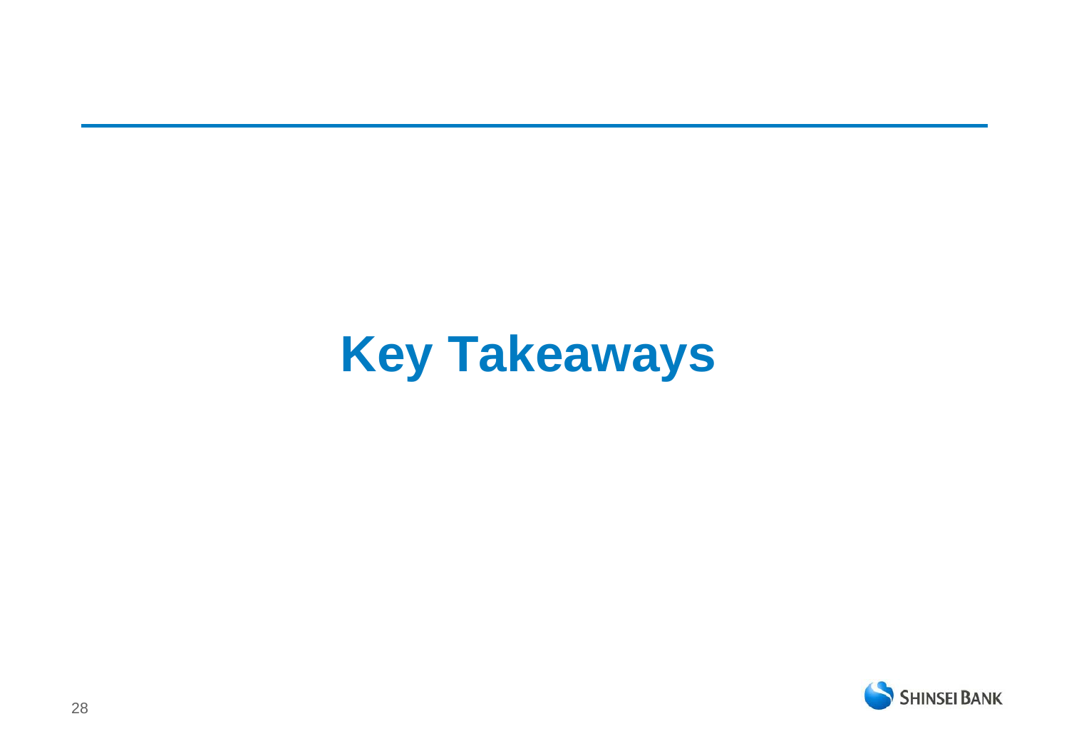# Key Takeaways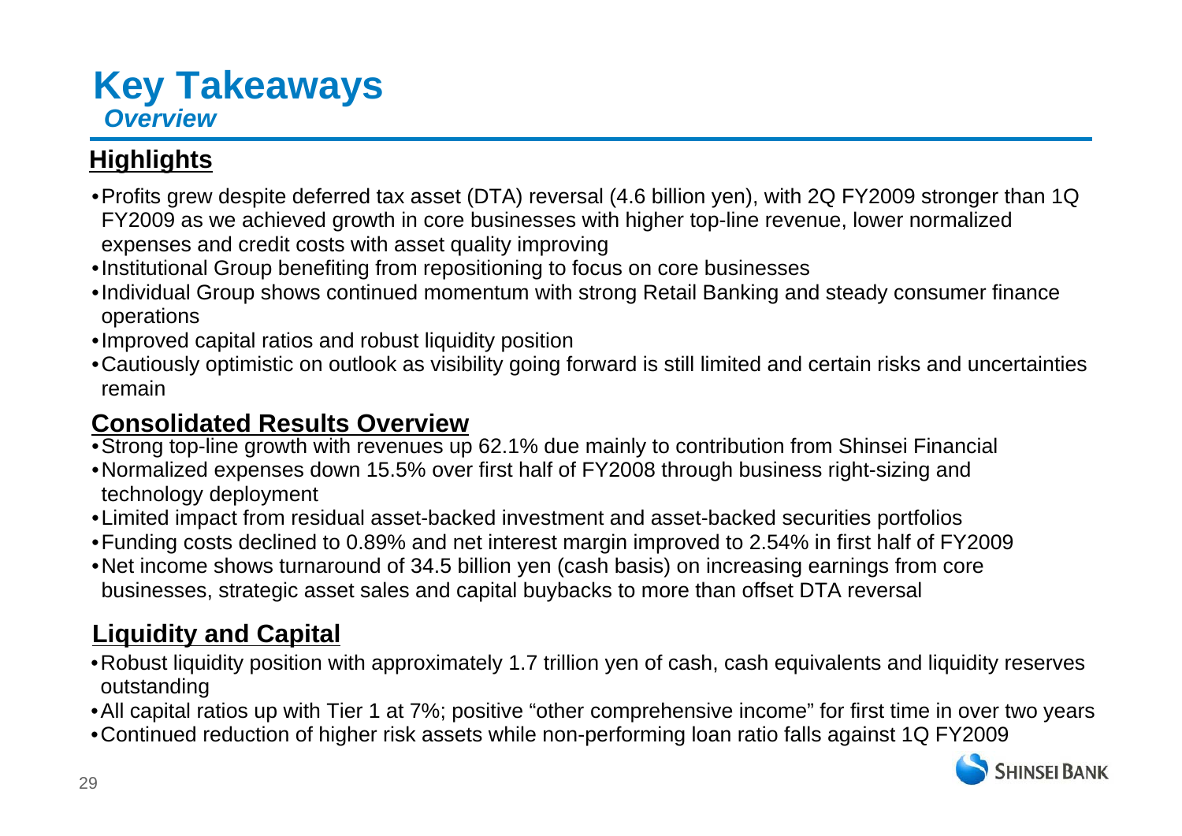# Key Takeaways

***Overview***

## Highlights

- Profits grew despite deferred tax asset (DTA) reversal (4.6 billion yen), with 2Q FY2009 stronger than 1Q FY2009 as we achieved growth in core businesses with higher top-line revenue, lower normalized expenses and credit costs with asset quality improving
- Institutional Group benefiting from repositioning to focus on core businesses
- Individual Group shows continued momentum with strong Retail Banking and steady consumer finance operations
- Improved capital ratios and robust liquidity position
- Cautiously optimistic on outlook as visibility going forward is still limited and certain risks and uncertainties remain

## Consolidated Results Overview

- Strong top-line growth with revenues up 62.1% due mainly to contribution from Shinsei Financial
- Normalized expenses down 15.5% over first half of FY2008 through business right-sizing and technology deployment
- Limited impact from residual asset-backed investment and asset-backed securities portfolios
- Funding costs declined to 0.89% and net interest margin improved to 2.54% in first half of FY2009
- Net income shows turnaround of 34.5 billion yen (cash basis) on increasing earnings from core businesses, strategic asset sales and capital buybacks to more than offset DTA reversal

## Liquidity and Capital

- Robust liquidity position with approximately 1.7 trillion yen of cash, cash equivalents and liquidity reserves outstanding
- All capital ratios up with Tier 1 at 7%; positive "other comprehensive income" for first time in over two years
- Continued reduction of higher risk assets while non-performing loan ratio falls against 1Q FY2009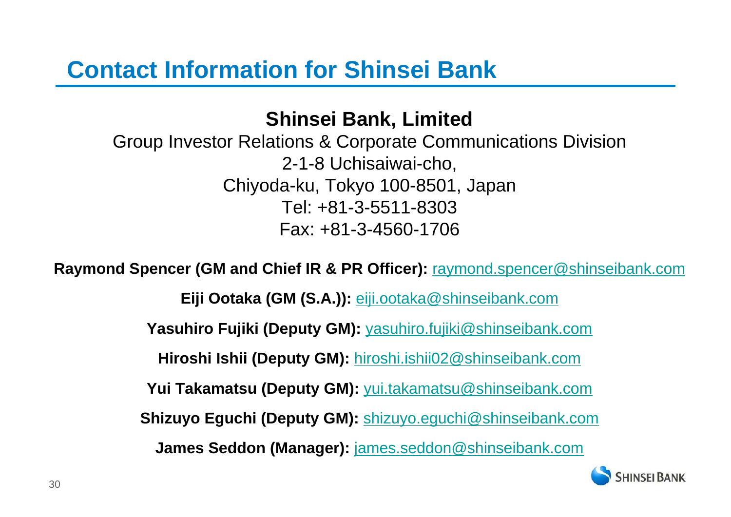# Contact Information for Shinsei Bank

**Shinsei Bank, Limited**

Group Investor Relations & Corporate Communications Division
2-1-8 Uchisaiwai-cho,
Chiyoda-ku, Tokyo 100-8501, Japan
Tel: +81-3-5511-8303
Fax: +81-3-4560-1706

**Raymond Spencer (GM and Chief IR & PR Officer):** raymond.spencer@shinseibank.com

**Eiji Ootaka (GM (S.A.)):** eiji.ootaka@shinseibank.com

**Yasuhiro Fujiki (Deputy GM):** yasuhiro.fujiki@shinseibank.com

**Hiroshi Ishii (Deputy GM):** hiroshi.ishii02@shinseibank.com

**Yui Takamatsu (Deputy GM):** yui.takamatsu@shinseibank.com

**Shizuyo Eguchi (Deputy GM):** shizuyo.eguchi@shinseibank.com

**James Seddon (Manager):** james.seddon@shinseibank.com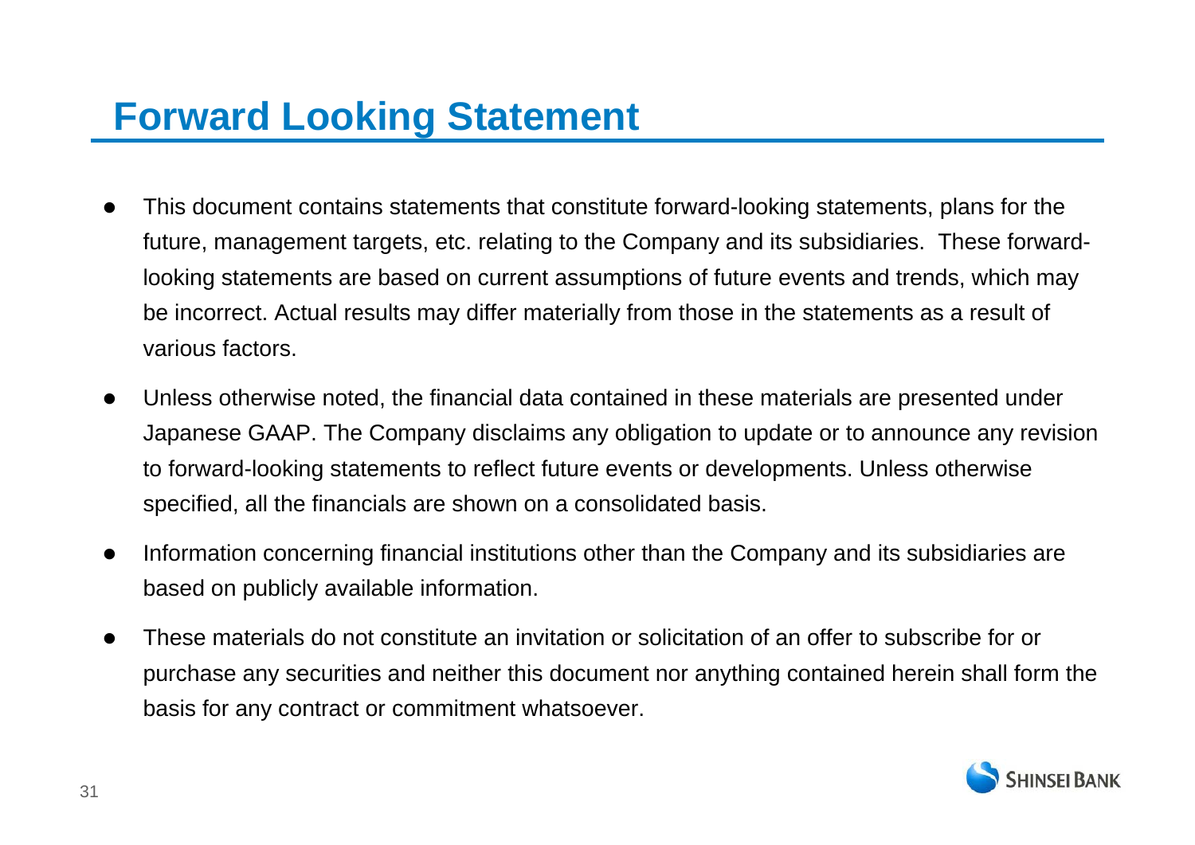# Forward Looking Statement

- This document contains statements that constitute forward-looking statements, plans for the future, management targets, etc. relating to the Company and its subsidiaries. These forward-looking statements are based on current assumptions of future events and trends, which may be incorrect. Actual results may differ materially from those in the statements as a result of various factors.
- Unless otherwise noted, the financial data contained in these materials are presented under Japanese GAAP. The Company disclaims any obligation to update or to announce any revision to forward-looking statements to reflect future events or developments. Unless otherwise specified, all the financials are shown on a consolidated basis.
- Information concerning financial institutions other than the Company and its subsidiaries are based on publicly available information.
- These materials do not constitute an invitation or solicitation of an offer to subscribe for or purchase any securities and neither this document nor anything contained herein shall form the basis for any contract or commitment whatsoever.

SHINSEI BANK